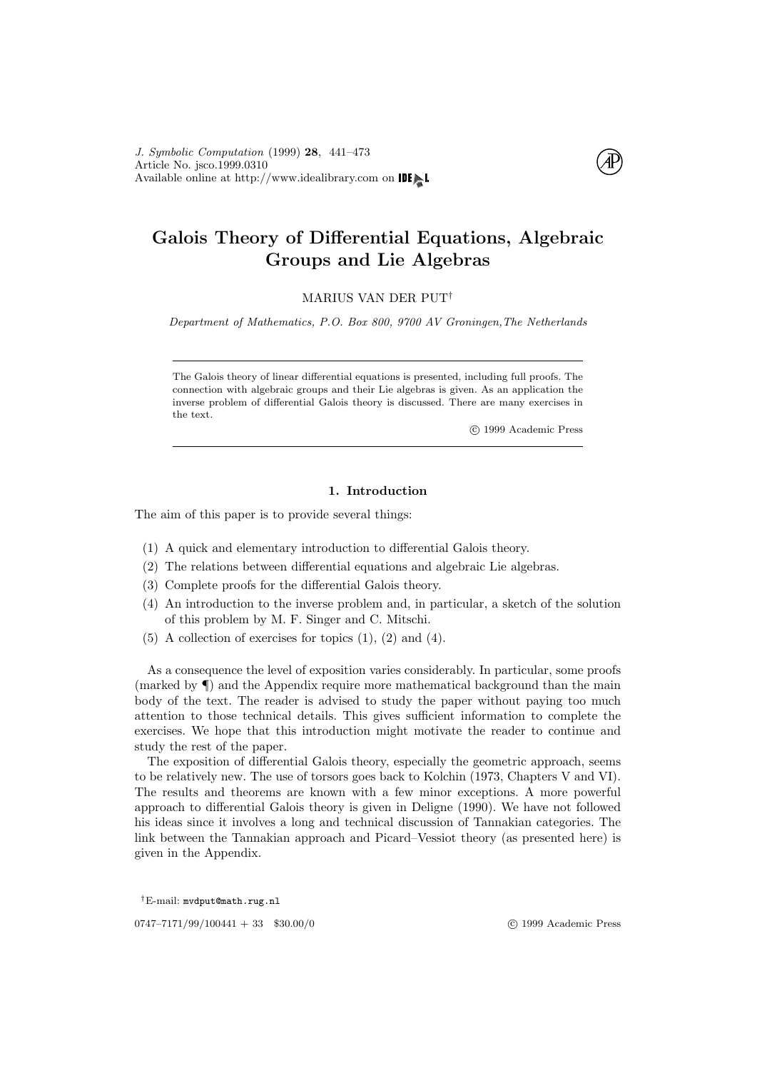# Galois Theory of Differential Equations, Algebraic Groups and Lie Algebras

MARIUS VAN DER PUT[†]

*Department of Mathematics, P.O. Box 800, 9700 AV Groningen, The Netherlands*

---

The Galois theory of linear differential equations is presented, including full proofs. The connection with algebraic groups and their Lie algebras is given. As an application the inverse problem of differential Galois theory is discussed. There are many exercises in the text.

© 1999 Academic Press

---

## 1. Introduction

The aim of this paper is to provide several things:

(1) A quick and elementary introduction to differential Galois theory.
(2) The relations between differential equations and algebraic Lie algebras.
(3) Complete proofs for the differential Galois theory.
(4) An introduction to the inverse problem and, in particular, a sketch of the solution of this problem by M. F. Singer and C. Mitschi.
(5) A collection of exercises for topics (1), (2) and (4).

As a consequence the level of exposition varies considerably. In particular, some proofs (marked by ¶) and the Appendix require more mathematical background than the main body of the text. The reader is advised to study the paper without paying too much attention to those technical details. This gives sufficient information to complete the exercises. We hope that this introduction might motivate the reader to continue and study the rest of the paper.

The exposition of differential Galois theory, especially the geometric approach, seems to be relatively new. The use of torsors goes back to Kolchin (1973, Chapters V and VI). The results and theorems are known with a few minor exceptions. A more powerful approach to differential Galois theory is given in Deligne (1990). We have not followed his ideas since it involves a long and technical discussion of Tannakian categories. The link between the Tannakian approach and Picard–Vessiot theory (as presented here) is given in the Appendix.

[†]E-mail: mvdput@math.rug.nl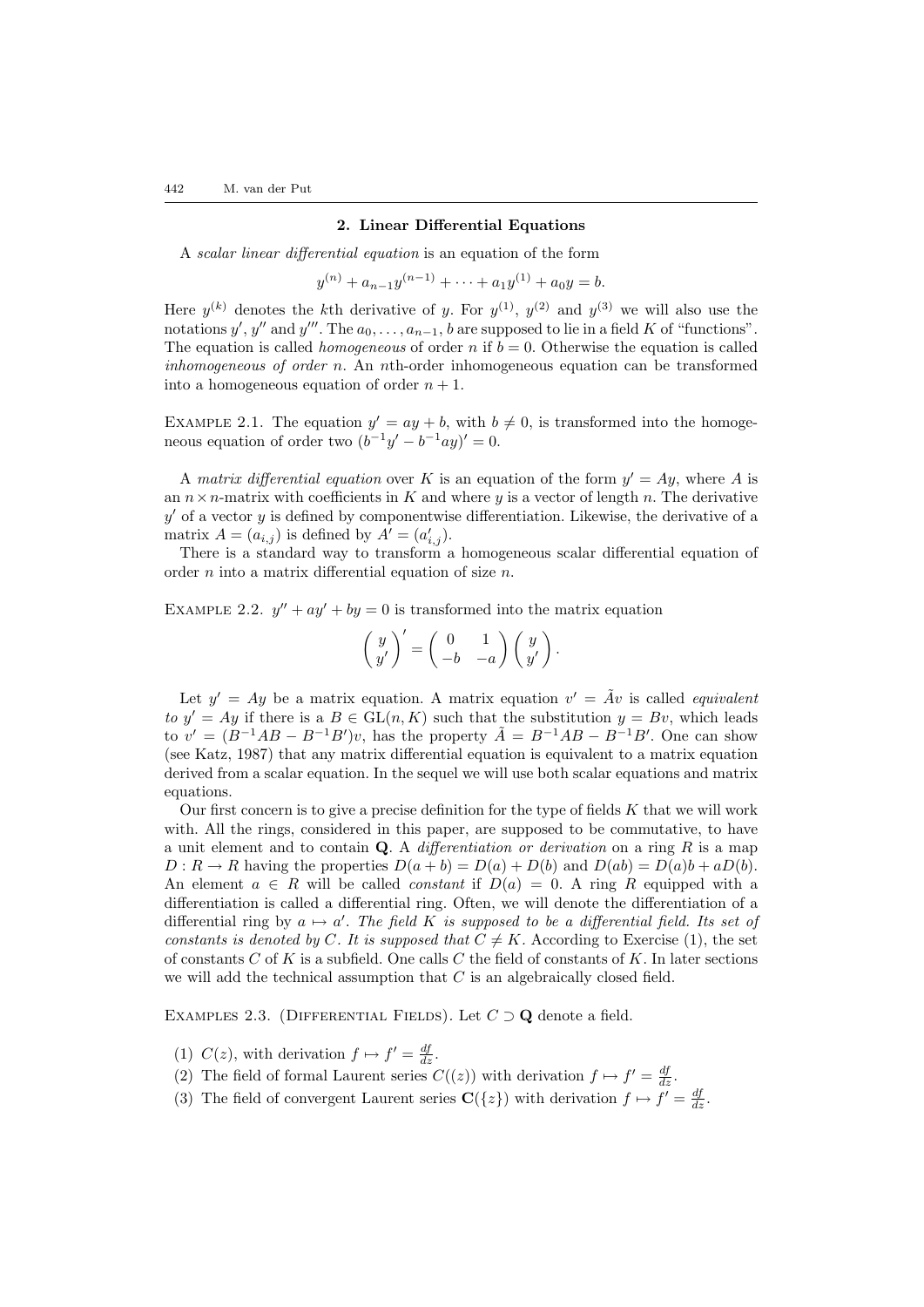## 2. Linear Differential Equations

A *scalar linear differential equation* is an equation of the form

$$y^{(n)} + a_{n-1}y^{(n-1)} + \cdots + a_1 y^{(1)} + a_0 y = b.$$

Here $y^{(k)}$ denotes the $k$th derivative of $y$. For $y^{(1)}$, $y^{(2)}$ and $y^{(3)}$ we will also use the notations $y'$, $y''$ and $y'''$. The $a_0, \ldots, a_{n-1}, b$ are supposed to lie in a field $K$ of "functions". The equation is called *homogeneous* of order $n$ if $b = 0$. Otherwise the equation is called *inhomogeneous of order* $n$. An $n$th-order inhomogeneous equation can be transformed into a homogeneous equation of order $n+1$.

Example 2.1. The equation $y' = ay + b$, with $b \neq 0$, is transformed into the homogeneous equation of order two $(b^{-1}y' - b^{-1}ay)' = 0$.

A *matrix differential equation* over $K$ is an equation of the form $y' = Ay$, where $A$ is an $n \times n$-matrix with coefficients in $K$ and where $y$ is a vector of length $n$. The derivative $y'$ of a vector $y$ is defined by componentwise differentiation. Likewise, the derivative of a matrix $A = (a_{i,j})$ is defined by $A' = (a'_{i,j})$.

There is a standard way to transform a homogeneous scalar differential equation of order $n$ into a matrix differential equation of size $n$.

Example 2.2. $y'' + ay' + by = 0$ is transformed into the matrix equation

$$\begin{pmatrix} y \\ y' \end{pmatrix}' = \begin{pmatrix} 0 & 1 \\ -b & -a \end{pmatrix} \begin{pmatrix} y \\ y' \end{pmatrix}.$$

Let $y' = Ay$ be a matrix equation. A matrix equation $v' = \tilde{A}v$ is called *equivalent to* $y' = Ay$ if there is a $B \in \mathrm{GL}(n, K)$ such that the substitution $y = Bv$, which leads to $v' = (B^{-1}AB - B^{-1}B')v$, has the property $\tilde{A} = B^{-1}AB - B^{-1}B'$. One can show (see Katz, 1987) that any matrix differential equation is equivalent to a matrix equation derived from a scalar equation. In the sequel we will use both scalar equations and matrix equations.

Our first concern is to give a precise definition for the type of fields $K$ that we will work with. All the rings, considered in this paper, are supposed to be commutative, to have a unit element and to contain $\mathbf{Q}$. A *differentiation or derivation* on a ring $R$ is a map $D : R \to R$ having the properties $D(a+b) = D(a) + D(b)$ and $D(ab) = D(a)b + aD(b)$. An element $a \in R$ will be called *constant* if $D(a) = 0$. A ring $R$ equipped with a differentiation is called a differential ring. Often, we will denote the differentiation of a differential ring by $a \mapsto a'$. *The field $K$ is supposed to be a differential field. Its set of constants is denoted by $C$. It is supposed that $C \neq K$.* According to Exercise (1), the set of constants $C$ of $K$ is a subfield. One calls $C$ the field of constants of $K$. In later sections we will add the technical assumption that $C$ is an algebraically closed field.

Examples 2.3. (Differential Fields). Let $C \supset \mathbf{Q}$ denote a field.

(1) $C(z)$, with derivation $f \mapsto f' = \frac{df}{dz}$.
(2) The field of formal Laurent series $C((z))$ with derivation $f \mapsto f' = \frac{df}{dz}$.
(3) The field of convergent Laurent series $\mathbf{C}(\{z\})$ with derivation $f \mapsto f' = \frac{df}{dz}$.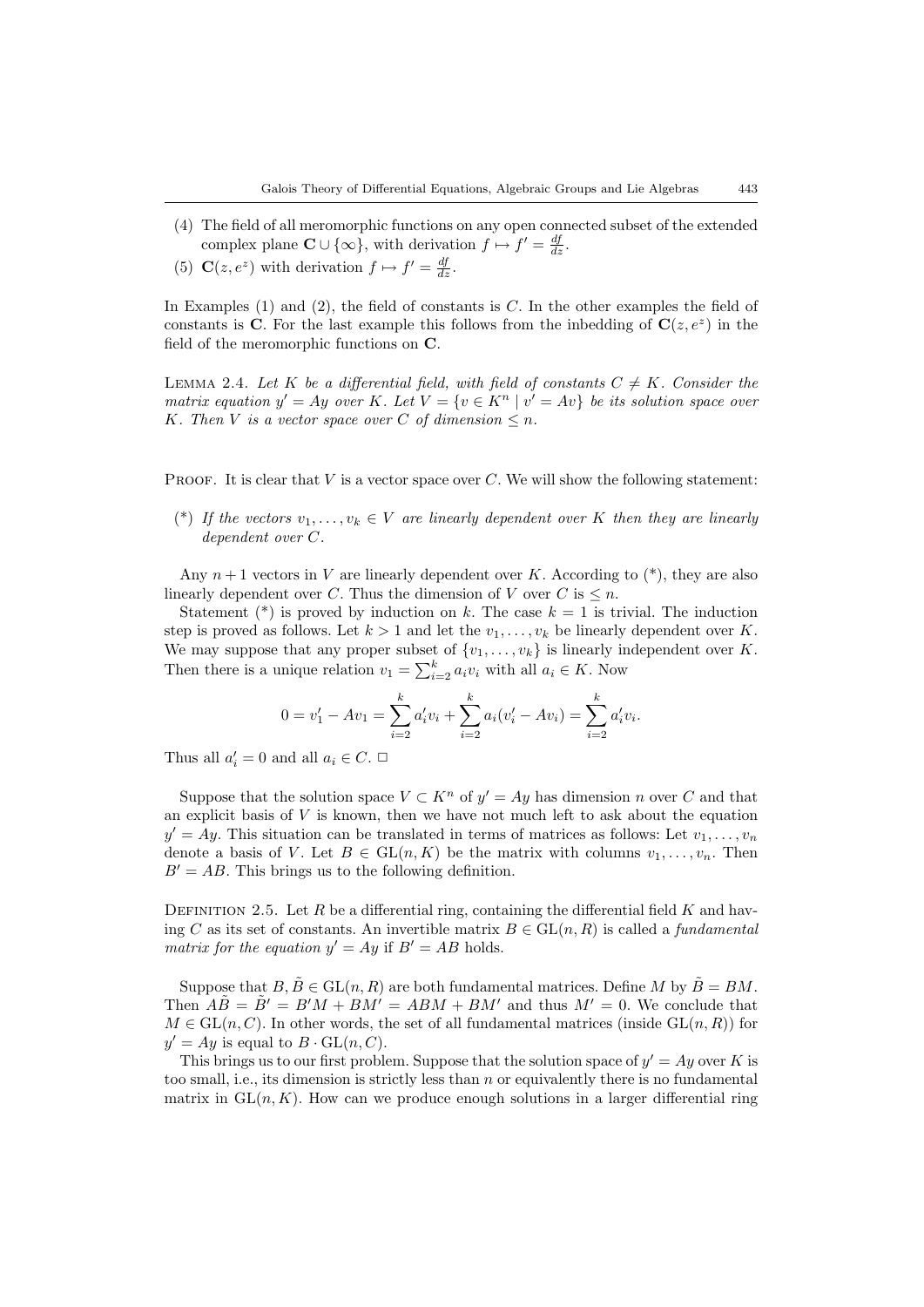(4) The field of all meromorphic functions on any open connected subset of the extended complex plane $\mathbf{C} \cup \{\infty\}$, with derivation $f \mapsto f' = \frac{df}{dz}$.

(5) $\mathbf{C}(z, e^z)$ with derivation $f \mapsto f' = \frac{df}{dz}$.

In Examples (1) and (2), the field of constants is $C$. In the other examples the field of constants is $\mathbf{C}$. For the last example this follows from the inbedding of $\mathbf{C}(z, e^z)$ in the field of the meromorphic functions on $\mathbf{C}$.

Lemma 2.4. *Let $K$ be a differential field, with field of constants $C \neq K$. Consider the matrix equation $y' = Ay$ over $K$. Let $V = \{v \in K^n \mid v' = Av\}$ be its solution space over $K$. Then $V$ is a vector space over $C$ of dimension $\leq n$.*

Proof. It is clear that $V$ is a vector space over $C$. We will show the following statement:

(*) *If the vectors $v_1, \ldots, v_k \in V$ are linearly dependent over $K$ then they are linearly dependent over $C$.*

Any $n+1$ vectors in $V$ are linearly dependent over $K$. According to (*), they are also linearly dependent over $C$. Thus the dimension of $V$ over $C$ is $\leq n$.

Statement (*) is proved by induction on $k$. The case $k = 1$ is trivial. The induction step is proved as follows. Let $k > 1$ and let the $v_1, \ldots, v_k$ be linearly dependent over $K$. We may suppose that any proper subset of $\{v_1, \ldots, v_k\}$ is linearly independent over $K$. Then there is a unique relation $v_1 = \sum_{i=2}^{k} a_i v_i$ with all $a_i \in K$. Now

$$0 = v_1' - Av_1 = \sum_{i=2}^{k} a_i' v_i + \sum_{i=2}^{k} a_i (v_i' - Av_i) = \sum_{i=2}^{k} a_i' v_i.$$

Thus all $a_i' = 0$ and all $a_i \in C$. □

Suppose that the solution space $V \subset K^n$ of $y' = Ay$ has dimension $n$ over $C$ and that an explicit basis of $V$ is known, then we have not much left to ask about the equation $y' = Ay$. This situation can be translated in terms of matrices as follows: Let $v_1, \ldots, v_n$ denote a basis of $V$. Let $B \in \mathrm{GL}(n, K)$ be the matrix with columns $v_1, \ldots, v_n$. Then $B' = AB$. This brings us to the following definition.

Definition 2.5. Let $R$ be a differential ring, containing the differential field $K$ and having $C$ as its set of constants. An invertible matrix $B \in \mathrm{GL}(n, R)$ is called a *fundamental matrix for the equation $y' = Ay$* if $B' = AB$ holds.

Suppose that $B, \tilde{B} \in \mathrm{GL}(n, R)$ are both fundamental matrices. Define $M$ by $\tilde{B} = BM$. Then $A\tilde{B} = \tilde{B}' = B'M + BM' = ABM + BM'$ and thus $M' = 0$. We conclude that $M \in \mathrm{GL}(n, C)$. In other words, the set of all fundamental matrices (inside $\mathrm{GL}(n, R)$) for $y' = Ay$ is equal to $B \cdot \mathrm{GL}(n, C)$.

This brings us to our first problem. Suppose that the solution space of $y' = Ay$ over $K$ is too small, i.e., its dimension is strictly less than $n$ or equivalently there is no fundamental matrix in $\mathrm{GL}(n, K)$. How can we produce enough solutions in a larger differential ring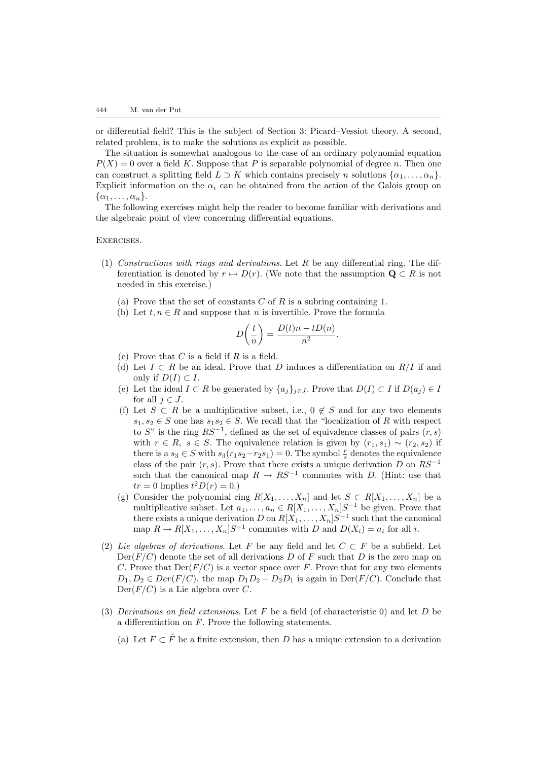or differential field? This is the subject of Section 3: Picard–Vessiot theory. A second, related problem, is to make the solutions as explicit as possible.

The situation is somewhat analogous to the case of an ordinary polynomial equation $P(X) = 0$ over a field $K$. Suppose that $P$ is separable polynomial of degree $n$. Then one can construct a splitting field $L \supset K$ which contains precisely $n$ solutions $\{\alpha_1, \ldots, \alpha_n\}$. Explicit information on the $\alpha_i$ can be obtained from the action of the Galois group on $\{\alpha_1, \ldots, \alpha_n\}$.

The following exercises might help the reader to become familiar with derivations and the algebraic point of view concerning differential equations.

Exercises.

(1) *Constructions with rings and derivations*. Let $R$ be any differential ring. The differentiation is denoted by $r \mapsto D(r)$. (We note that the assumption $\mathbf{Q} \subset R$ is not needed in this exercise.)

   (a) Prove that the set of constants $C$ of $R$ is a subring containing 1.

   (b) Let $t, n \in R$ and suppose that $n$ is invertible. Prove the formula
   $$D\left(\frac{t}{n}\right) = \frac{D(t)n - tD(n)}{n^2}.$$

   (c) Prove that $C$ is a field if $R$ is a field.

   (d) Let $I \subset R$ be an ideal. Prove that $D$ induces a differentiation on $R/I$ if and only if $D(I) \subset I$.

   (e) Let the ideal $I \subset R$ be generated by $\{a_j\}_{j \in J}$. Prove that $D(I) \subset I$ if $D(a_j) \in I$ for all $j \in J$.

   (f) Let $S \subset R$ be a multiplicative subset, i.e., $0 \notin S$ and for any two elements $s_1, s_2 \in S$ one has $s_1 s_2 \in S$. We recall that the "localization of $R$ with respect to $S$" is the ring $RS^{-1}$, defined as the set of equivalence classes of pairs $(r, s)$ with $r \in R,\ s \in S$. The equivalence relation is given by $(r_1, s_1) \sim (r_2, s_2)$ if there is a $s_3 \in S$ with $s_3(r_1 s_2 - r_2 s_1) = 0$. The symbol $\frac{r}{s}$ denotes the equivalence class of the pair $(r, s)$. Prove that there exists a unique derivation $D$ on $RS^{-1}$ such that the canonical map $R \to RS^{-1}$ commutes with $D$. (Hint: use that $tr = 0$ implies $t^2 D(r) = 0$.)

   (g) Consider the polynomial ring $R[X_1, \ldots, X_n]$ and let $S \subset R[X_1, \ldots, X_n]$ be a multiplicative subset. Let $a_1, \ldots, a_n \in R[X_1, \ldots, X_n]S^{-1}$ be given. Prove that there exists a unique derivation $D$ on $R[X_1, \ldots, X_n]S^{-1}$ such that the canonical map $R \to R[X_1, \ldots, X_n]S^{-1}$ commutes with $D$ and $D(X_i) = a_i$ for all $i$.

(2) *Lie algebras of derivations*. Let $F$ be any field and let $C \subset F$ be a subfield. Let $\mathrm{Der}(F/C)$ denote the set of all derivations $D$ of $F$ such that $D$ is the zero map on $C$. Prove that $\mathrm{Der}(F/C)$ is a vector space over $F$. Prove that for any two elements $D_1, D_2 \in Der(F/C)$, the map $D_1 D_2 - D_2 D_1$ is again in $\mathrm{Der}(F/C)$. Conclude that $\mathrm{Der}(F/C)$ is a Lie algebra over $C$.

(3) *Derivations on field extensions*. Let $F$ be a field (of characteristic 0) and let $D$ be a differentiation on $F$. Prove the following statements.

   (a) Let $F \subset \tilde{F}$ be a finite extension, then $D$ has a unique extension to a derivation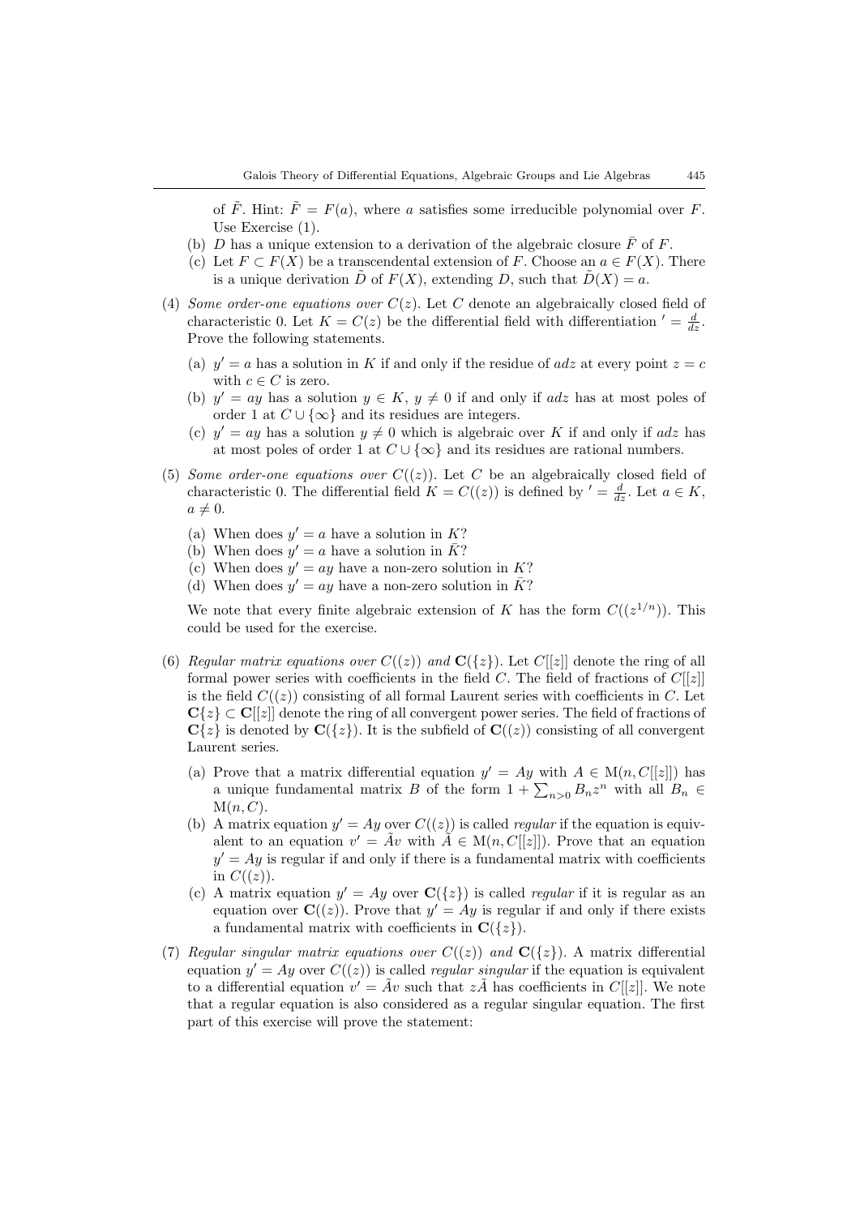of $\tilde{F}$. Hint: $\tilde{F} = F(a)$, where $a$ satisfies some irreducible polynomial over $F$. Use Exercise (1).

(b) $D$ has a unique extension to a derivation of the algebraic closure $\bar{F}$ of $F$.

(c) Let $F \subset F(X)$ be a transcendental extension of $F$. Choose an $a \in F(X)$. There is a unique derivation $\tilde{D}$ of $F(X)$, extending $D$, such that $\tilde{D}(X) = a$.

(4) *Some order-one equations over* $C(z)$. Let $C$ denote an algebraically closed field of characteristic 0. Let $K = C(z)$ be the differential field with differentiation $' = \frac{d}{dz}$. Prove the following statements.

(a) $y' = a$ has a solution in $K$ if and only if the residue of $adz$ at every point $z = c$ with $c \in C$ is zero.

(b) $y' = ay$ has a solution $y \in K$, $y \neq 0$ if and only if $adz$ has at most poles of order 1 at $C \cup \{\infty\}$ and its residues are integers.

(c) $y' = ay$ has a solution $y \neq 0$ which is algebraic over $K$ if and only if $adz$ has at most poles of order 1 at $C \cup \{\infty\}$ and its residues are rational numbers.

(5) *Some order-one equations over* $C((z))$. Let $C$ be an algebraically closed field of characteristic 0. The differential field $K = C((z))$ is defined by $' = \frac{d}{dz}$. Let $a \in K$, $a \neq 0$.

(a) When does $y' = a$ have a solution in $K$?

(b) When does $y' = a$ have a solution in $\bar{K}$?

(c) When does $y' = ay$ have a non-zero solution in $K$?

(d) When does $y' = ay$ have a non-zero solution in $\bar{K}$?

We note that every finite algebraic extension of $K$ has the form $C((z^{1/n}))$. This could be used for the exercise.

(6) *Regular matrix equations over* $C((z))$ *and* $\mathbf{C}(\{z\})$. Let $C[[z]]$ denote the ring of all formal power series with coefficients in the field $C$. The field of fractions of $C[[z]]$ is the field $C((z))$ consisting of all formal Laurent series with coefficients in $C$. Let $\mathbf{C}\{z\} \subset \mathbf{C}[[z]]$ denote the ring of all convergent power series. The field of fractions of $\mathbf{C}\{z\}$ is denoted by $\mathbf{C}(\{z\})$. It is the subfield of $\mathbf{C}((z))$ consisting of all convergent Laurent series.

(a) Prove that a matrix differential equation $y' = Ay$ with $A \in \mathrm{M}(n, C[[z]])$ has a unique fundamental matrix $B$ of the form $1 + \sum_{n>0} B_n z^n$ with all $B_n \in \mathrm{M}(n, C)$.

(b) A matrix equation $y' = Ay$ over $C((z))$ is called *regular* if the equation is equivalent to an equation $v' = \tilde{A}v$ with $\tilde{A} \in \mathrm{M}(n, C[[z]])$. Prove that an equation $y' = Ay$ is regular if and only if there is a fundamental matrix with coefficients in $C((z))$.

(c) A matrix equation $y' = Ay$ over $\mathbf{C}(\{z\})$ is called *regular* if it is regular as an equation over $\mathbf{C}((z))$. Prove that $y' = Ay$ is regular if and only if there exists a fundamental matrix with coefficients in $\mathbf{C}(\{z\})$.

(7) *Regular singular matrix equations over* $C((z))$ *and* $\mathbf{C}(\{z\})$. A matrix differential equation $y' = Ay$ over $C((z))$ is called *regular singular* if the equation is equivalent to a differential equation $v' = \tilde{A}v$ such that $z\tilde{A}$ has coefficients in $C[[z]]$. We note that a regular equation is also considered as a regular singular equation. The first part of this exercise will prove the statement: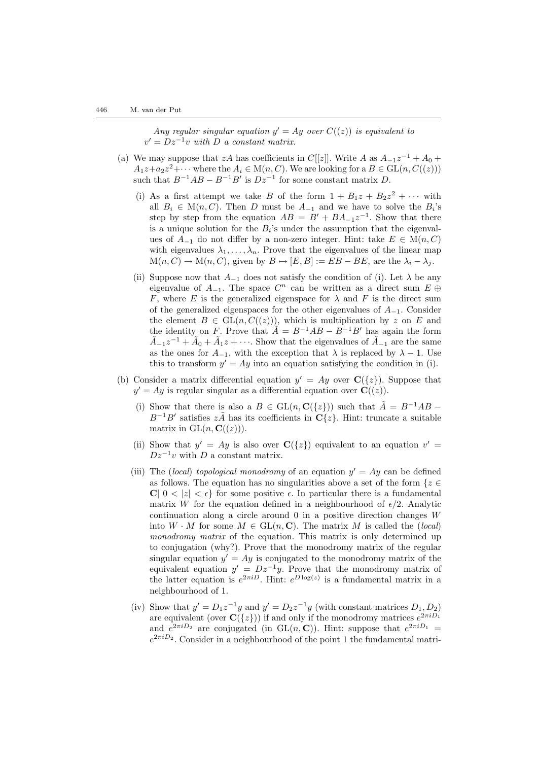*Any regular singular equation $y' = Ay$ over $C((z))$ is equivalent to $v' = Dz^{-1}v$ with $D$ a constant matrix.*

(a) We may suppose that $zA$ has coefficients in $C[[z]]$. Write $A$ as $A_{-1}z^{-1} + A_0 + A_1 z + a_2 z^2 + \cdots$ where the $A_i \in \mathrm{M}(n, C)$. We are looking for a $B \in \mathrm{GL}(n, C((z)))$ such that $B^{-1}AB - B^{-1}B'$ is $Dz^{-1}$ for some constant matrix $D$.

   (i) As a first attempt we take $B$ of the form $1 + B_1 z + B_2 z^2 + \cdots$ with all $B_i \in \mathrm{M}(n, C)$. Then $D$ must be $A_{-1}$ and we have to solve the $B_i$'s step by step from the equation $AB = B' + BA_{-1}z^{-1}$. Show that there is a unique solution for the $B_i$'s under the assumption that the eigenvalues of $A_{-1}$ do not differ by a non-zero integer. Hint: take $E \in \mathrm{M}(n, C)$ with eigenvalues $\lambda_1, \ldots, \lambda_n$. Prove that the eigenvalues of the linear map $\mathrm{M}(n, C) \to \mathrm{M}(n, C)$, given by $B \mapsto [E, B] := EB - BE$, are the $\lambda_i - \lambda_j$.

   (ii) Suppose now that $A_{-1}$ does not satisfy the condition of (i). Let $\lambda$ be any eigenvalue of $A_{-1}$. The space $C^n$ can be written as a direct sum $E \oplus F$, where $E$ is the generalized eigenspace for $\lambda$ and $F$ is the direct sum of the generalized eigenspaces for the other eigenvalues of $A_{-1}$. Consider the element $B \in \mathrm{GL}(n, C((z)))$, which is multiplication by $z$ on $E$ and the identity on $F$. Prove that $\tilde{A} = B^{-1}AB - B^{-1}B'$ has again the form $\tilde{A}_{-1}z^{-1} + \tilde{A}_0 + \tilde{A}_1 z + \cdots$. Show that the eigenvalues of $\tilde{A}_{-1}$ are the same as the ones for $A_{-1}$, with the exception that $\lambda$ is replaced by $\lambda - 1$. Use this to transform $y' = Ay$ into an equation satisfying the condition in (i).

(b) Consider a matrix differential equation $y' = Ay$ over $\mathbf{C}(\{z\})$. Suppose that $y' = Ay$ is regular singular as a differential equation over $\mathbf{C}((z))$.

   (i) Show that there is also a $B \in \mathrm{GL}(n, \mathbf{C}(\{z\}))$ such that $\tilde{A} = B^{-1}AB - B^{-1}B'$ satisfies $z\tilde{A}$ has its coefficients in $\mathbf{C}\{z\}$. Hint: truncate a suitable matrix in $\mathrm{GL}(n, \mathbf{C}((z)))$.

   (ii) Show that $y' = Ay$ is also over $\mathbf{C}(\{z\})$ equivalent to an equation $v' = Dz^{-1}v$ with $D$ a constant matrix.

   (iii) The (*local*) *topological monodromy* of an equation $y' = Ay$ can be defined as follows. The equation has no singularities above a set of the form $\{z \in \mathbf{C} |\ 0 < |z| < \epsilon\}$ for some positive $\epsilon$. In particular there is a fundamental matrix $W$ for the equation defined in a neighbourhood of $\epsilon/2$. Analytic continuation along a circle around 0 in a positive direction changes $W$ into $W \cdot M$ for some $M \in \mathrm{GL}(n, \mathbf{C})$. The matrix $M$ is called the (*local*) *monodromy matrix* of the equation. This matrix is only determined up to conjugation (why?). Prove that the monodromy matrix of the regular singular equation $y' = Ay$ is conjugated to the monodromy matrix of the equivalent equation $y' = Dz^{-1}y$. Prove that the monodromy matrix of the latter equation is $e^{2\pi i D}$. Hint: $e^{D \log(z)}$ is a fundamental matrix in a neighbourhood of 1.

   (iv) Show that $y' = D_1 z^{-1}y$ and $y' = D_2 z^{-1}y$ (with constant matrices $D_1, D_2$) are equivalent (over $\mathbf{C}(\{z\})$) if and only if the monodromy matrices $e^{2\pi i D_1}$ and $e^{2\pi i D_2}$ are conjugated (in $\mathrm{GL}(n, \mathbf{C})$). Hint: suppose that $e^{2\pi i D_1} = e^{2\pi i D_2}$. Consider in a neighbourhood of the point 1 the fundamental matri-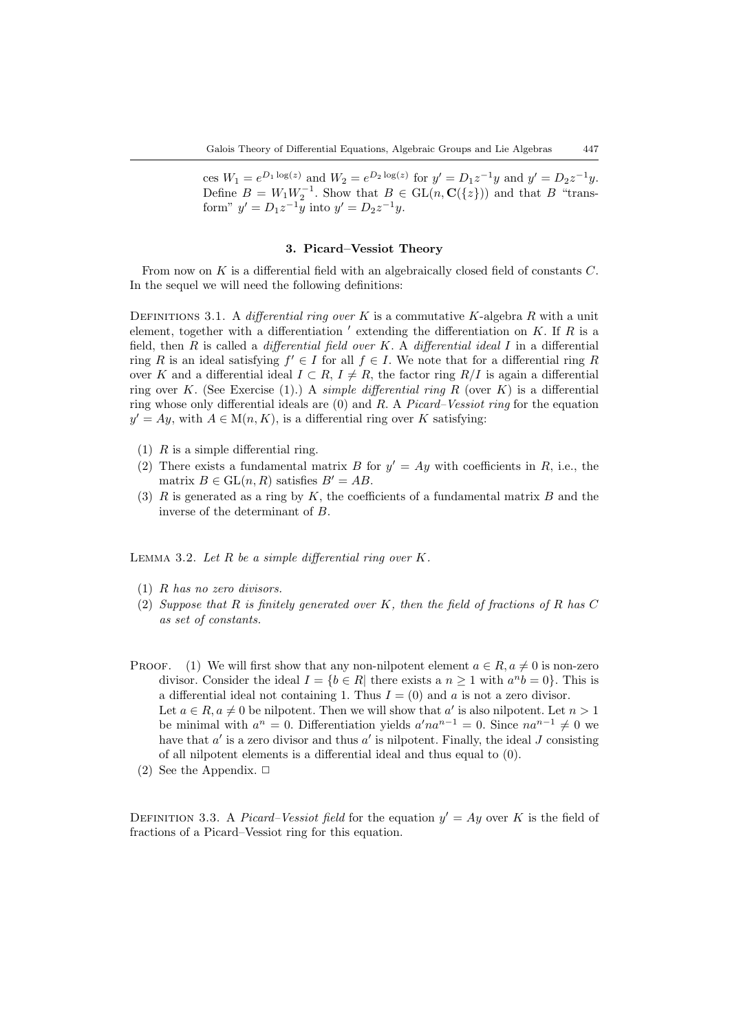ces $W_1 = e^{D_1 \log(z)}$ and $W_2 = e^{D_2 \log(z)}$ for $y' = D_1 z^{-1} y$ and $y' = D_2 z^{-1} y$. Define $B = W_1 W_2^{-1}$. Show that $B \in \mathrm{GL}(n, \mathbf{C}(\{z\}))$ and that $B$ "transform" $y' = D_1 z^{-1} y$ into $y' = D_2 z^{-1} y$.

## 3. Picard–Vessiot Theory

From now on $K$ is a differential field with an algebraically closed field of constants $C$. In the sequel we will need the following definitions:

Definitions 3.1. A *differential ring over* $K$ is a commutative $K$-algebra $R$ with a unit element, together with a differentiation $'$ extending the differentiation on $K$. If $R$ is a field, then $R$ is called a *differential field over* $K$. A *differential ideal* $I$ in a differential ring $R$ is an ideal satisfying $f' \in I$ for all $f \in I$. We note that for a differential ring $R$ over $K$ and a differential ideal $I \subset R$, $I \neq R$, the factor ring $R/I$ is again a differential ring over $K$. (See Exercise (1).) A *simple differential ring* $R$ (over $K$) is a differential ring whose only differential ideals are $(0)$ and $R$. A *Picard–Vessiot ring* for the equation $y' = Ay$, with $A \in \mathrm{M}(n, K)$, is a differential ring over $K$ satisfying:

(1) $R$ is a simple differential ring.
(2) There exists a fundamental matrix $B$ for $y' = Ay$ with coefficients in $R$, i.e., the matrix $B \in \mathrm{GL}(n, R)$ satisfies $B' = AB$.
(3) $R$ is generated as a ring by $K$, the coefficients of a fundamental matrix $B$ and the inverse of the determinant of $B$.

Lemma 3.2. *Let $R$ be a simple differential ring over $K$.*

(1) *$R$ has no zero divisors.*
(2) *Suppose that $R$ is finitely generated over $K$, then the field of fractions of $R$ has $C$ as set of constants.*

Proof. (1) We will first show that any non-nilpotent element $a \in R, a \neq 0$ is non-zero divisor. Consider the ideal $I = \{b \in R |$ there exists a $n \geq 1$ with $a^n b = 0\}$. This is a differential ideal not containing 1. Thus $I = (0)$ and $a$ is not a zero divisor.
Let $a \in R, a \neq 0$ be nilpotent. Then we will show that $a'$ is also nilpotent. Let $n > 1$ be minimal with $a^n = 0$. Differentiation yields $a' n a^{n-1} = 0$. Since $n a^{n-1} \neq 0$ we have that $a'$ is a zero divisor and thus $a'$ is nilpotent. Finally, the ideal $J$ consisting of all nilpotent elements is a differential ideal and thus equal to $(0)$.
(2) See the Appendix. □

Definition 3.3. A *Picard–Vessiot field* for the equation $y' = Ay$ over $K$ is the field of fractions of a Picard–Vessiot ring for this equation.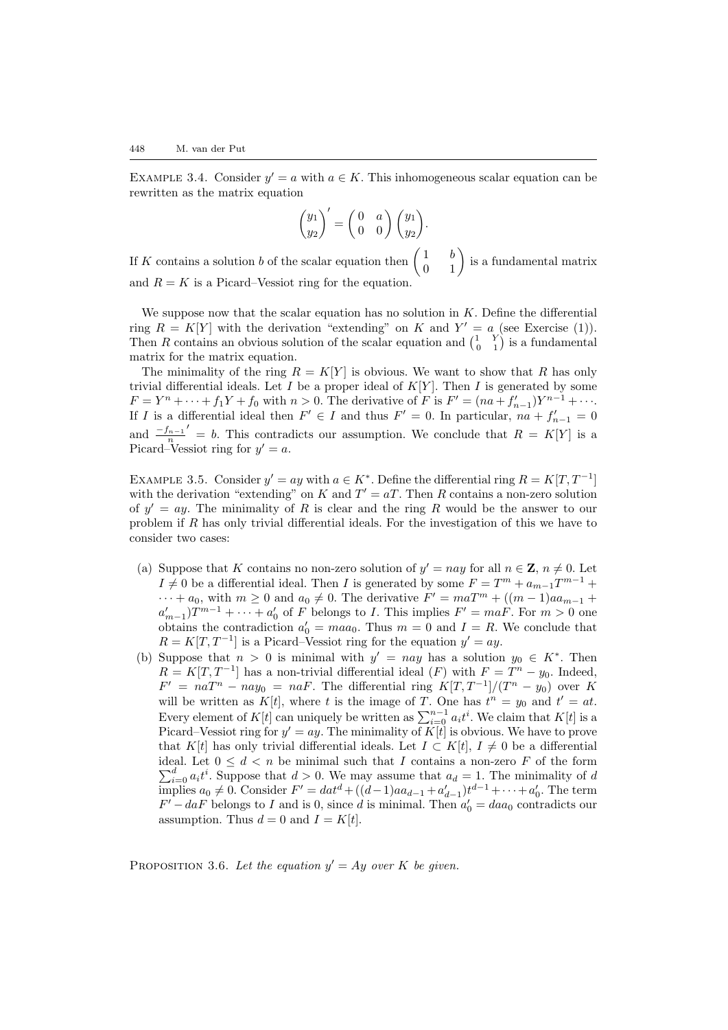Example 3.4. Consider $y' = a$ with $a \in K$. This inhomogeneous scalar equation can be rewritten as the matrix equation

$$\begin{pmatrix} y_1 \\ y_2 \end{pmatrix}' = \begin{pmatrix} 0 & a \\ 0 & 0 \end{pmatrix} \begin{pmatrix} y_1 \\ y_2 \end{pmatrix}.$$

If $K$ contains a solution $b$ of the scalar equation then $\begin{pmatrix} 1 & b \\ 0 & 1 \end{pmatrix}$ is a fundamental matrix and $R = K$ is a Picard–Vessiot ring for the equation.

We suppose now that the scalar equation has no solution in $K$. Define the differential ring $R = K[Y]$ with the derivation "extending" on $K$ and $Y' = a$ (see Exercise (1)). Then $R$ contains an obvious solution of the scalar equation and $\begin{pmatrix} 1 & Y \\ 0 & 1 \end{pmatrix}$ is a fundamental matrix for the matrix equation.

The minimality of the ring $R = K[Y]$ is obvious. We want to show that $R$ has only trivial differential ideals. Let $I$ be a proper ideal of $K[Y]$. Then $I$ is generated by some $F = Y^n + \cdots + f_1Y + f_0$ with $n > 0$. The derivative of $F$ is $F' = (na + f'_{n-1})Y^{n-1} + \cdots$. If $I$ is a differential ideal then $F' \in I$ and thus $F' = 0$. In particular, $na + f'_{n-1} = 0$ and $\frac{-f_{n-1}}{n}' = b$. This contradicts our assumption. We conclude that $R = K[Y]$ is a Picard–Vessiot ring for $y' = a$.

Example 3.5. Consider $y' = ay$ with $a \in K^*$. Define the differential ring $R = K[T, T^{-1}]$ with the derivation "extending" on $K$ and $T' = aT$. Then $R$ contains a non-zero solution of $y' = ay$. The minimality of $R$ is clear and the ring $R$ would be the answer to our problem if $R$ has only trivial differential ideals. For the investigation of this we have to consider two cases:

(a) Suppose that $K$ contains no non-zero solution of $y' = nay$ for all $n \in \mathbf{Z}$, $n \neq 0$. Let $I \neq 0$ be a differential ideal. Then $I$ is generated by some $F = T^m + a_{m-1}T^{m-1} + \cdots + a_0$, with $m \geq 0$ and $a_0 \neq 0$. The derivative $F' = maT^m + ((m-1)aa_{m-1} + a'_{m-1})T^{m-1} + \cdots + a'_0$ of $F$ belongs to $I$. This implies $F' = maF$. For $m > 0$ one obtains the contradiction $a'_0 = maa_0$. Thus $m = 0$ and $I = R$. We conclude that $R = K[T, T^{-1}]$ is a Picard–Vessiot ring for the equation $y' = ay$.

(b) Suppose that $n > 0$ is minimal with $y' = nay$ has a solution $y_0 \in K^*$. Then $R = K[T, T^{-1}]$ has a non-trivial differential ideal $(F)$ with $F = T^n - y_0$. Indeed, $F' = naT^n - nay_0 = naF$. The differential ring $K[T, T^{-1}]/(T^n - y_0)$ over $K$ will be written as $K[t]$, where $t$ is the image of $T$. One has $t^n = y_0$ and $t' = at$. Every element of $K[t]$ can uniquely be written as $\sum_{i=0}^{n-1} a_it^i$. We claim that $K[t]$ is a Picard–Vessiot ring for $y' = ay$. The minimality of $K[t]$ is obvious. We have to prove that $K[t]$ has only trivial differential ideals. Let $I \subset K[t]$, $I \neq 0$ be a differential ideal. Let $0 \leq d < n$ be minimal such that $I$ contains a non-zero $F$ of the form $\sum_{i=0}^{d} a_it^i$. Suppose that $d > 0$. We may assume that $a_d = 1$. The minimality of $d$ implies $a_0 \neq 0$. Consider $F' = dat^d + ((d-1)aa_{d-1} + a'_{d-1})t^{d-1} + \cdots + a'_0$. The term $F' - daF$ belongs to $I$ and is 0, since $d$ is minimal. Then $a'_0 = daa_0$ contradicts our assumption. Thus $d = 0$ and $I = K[t]$.

Proposition 3.6. *Let the equation $y' = Ay$ over $K$ be given.*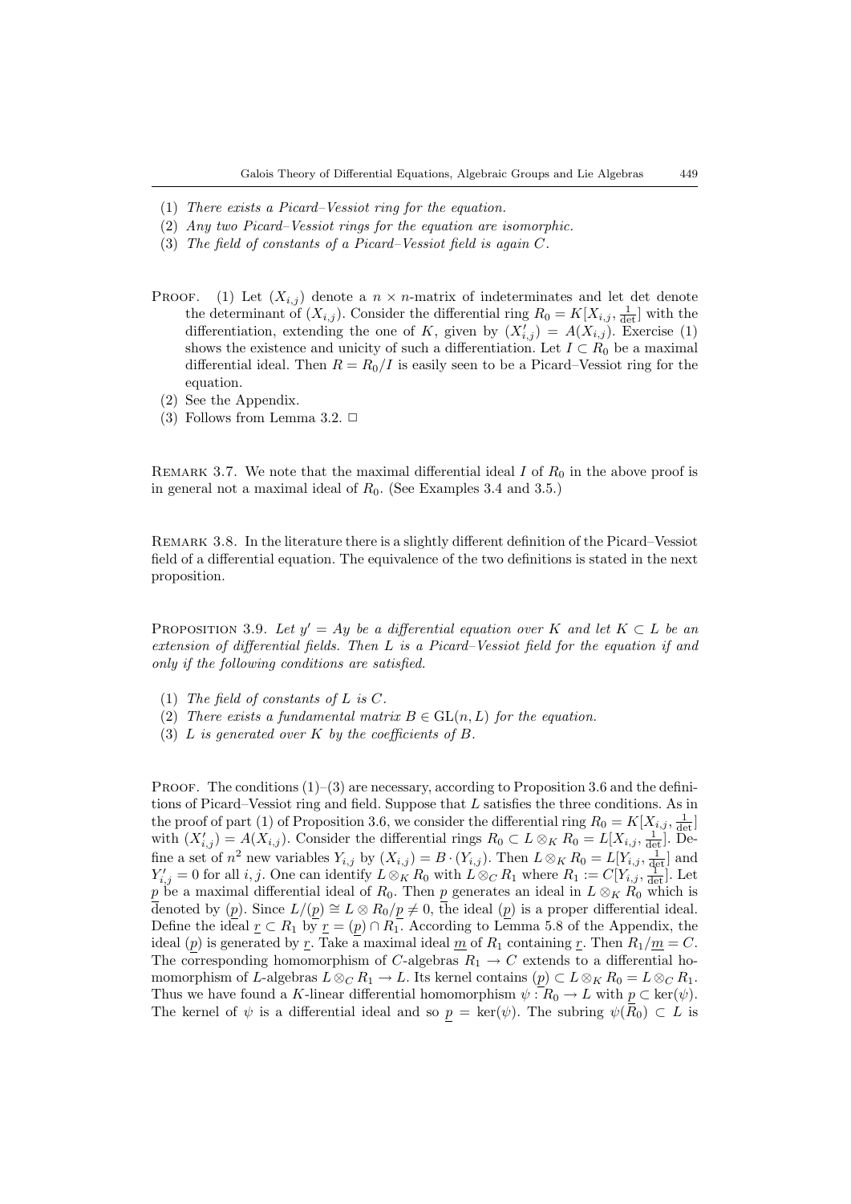(1) *There exists a Picard–Vessiot ring for the equation.*

(2) *Any two Picard–Vessiot rings for the equation are isomorphic.*

(3) *The field of constants of a Picard–Vessiot field is again $C$.*

Proof. (1) Let $(X_{i,j})$ denote a $n \times n$-matrix of indeterminates and let det denote the determinant of $(X_{i,j})$. Consider the differential ring $R_0 = K[X_{i,j}, \frac{1}{\det}]$ with the differentiation, extending the one of $K$, given by $(X'_{i,j}) = A(X_{i,j})$. Exercise (1) shows the existence and unicity of such a differentiation. Let $I \subset R_0$ be a maximal differential ideal. Then $R = R_0/I$ is easily seen to be a Picard–Vessiot ring for the equation.

(2) See the Appendix.

(3) Follows from Lemma 3.2. □

Remark 3.7. We note that the maximal differential ideal $I$ of $R_0$ in the above proof is in general not a maximal ideal of $R_0$. (See Examples 3.4 and 3.5.)

Remark 3.8. In the literature there is a slightly different definition of the Picard–Vessiot field of a differential equation. The equivalence of the two definitions is stated in the next proposition.

Proposition 3.9. *Let $y' = Ay$ be a differential equation over $K$ and let $K \subset L$ be an extension of differential fields. Then $L$ is a Picard–Vessiot field for the equation if and only if the following conditions are satisfied.*

(1) *The field of constants of $L$ is $C$.*

(2) *There exists a fundamental matrix $B \in \mathrm{GL}(n, L)$ for the equation.*

(3) *$L$ is generated over $K$ by the coefficients of $B$.*

Proof. The conditions (1)–(3) are necessary, according to Proposition 3.6 and the definitions of Picard–Vessiot ring and field. Suppose that $L$ satisfies the three conditions. As in the proof of part (1) of Proposition 3.6, we consider the differential ring $R_0 = K[X_{i,j}, \frac{1}{\det}]$ with $(X'_{i,j}) = A(X_{i,j})$. Consider the differential rings $R_0 \subset L \otimes_K R_0 = L[X_{i,j}, \frac{1}{\det}]$. Define a set of $n^2$ new variables $Y_{i,j}$ by $(X_{i,j}) = B \cdot (Y_{i,j})$. Then $L \otimes_K R_0 = L[Y_{i,j}, \frac{1}{\det}]$ and $Y'_{i,j} = 0$ for all $i, j$. One can identify $L \otimes_K R_0$ with $L \otimes_C R_1$ where $R_1 := C[Y_{i,j}, \frac{1}{\det}]$. Let $\underline{p}$ be a maximal differential ideal of $R_0$. Then $\underline{p}$ generates an ideal in $L \otimes_K R_0$ which is denoted by $(\underline{p})$. Since $L/(\underline{p}) \cong L \otimes R_0/\underline{p} \neq 0$, the ideal $(\underline{p})$ is a proper differential ideal. Define the ideal $\underline{r} \subset R_1$ by $\underline{r} = (\underline{p}) \cap R_1$. According to Lemma 5.8 of the Appendix, the ideal $(\underline{p})$ is generated by $\underline{r}$. Take a maximal ideal $\underline{m}$ of $R_1$ containing $\underline{r}$. Then $R_1/\underline{m} = C$. The corresponding homomorphism of $C$-algebras $R_1 \to C$ extends to a differential homomorphism of $L$-algebras $L \otimes_C R_1 \to L$. Its kernel contains $(\underline{p}) \subset L \otimes_K R_0 = L \otimes_C R_1$. Thus we have found a $K$-linear differential homomorphism $\psi : R_0 \to L$ with $\underline{p} \subset \ker(\psi)$. The kernel of $\psi$ is a differential ideal and so $\underline{p} = \ker(\psi)$. The subring $\psi(R_0) \subset L$ is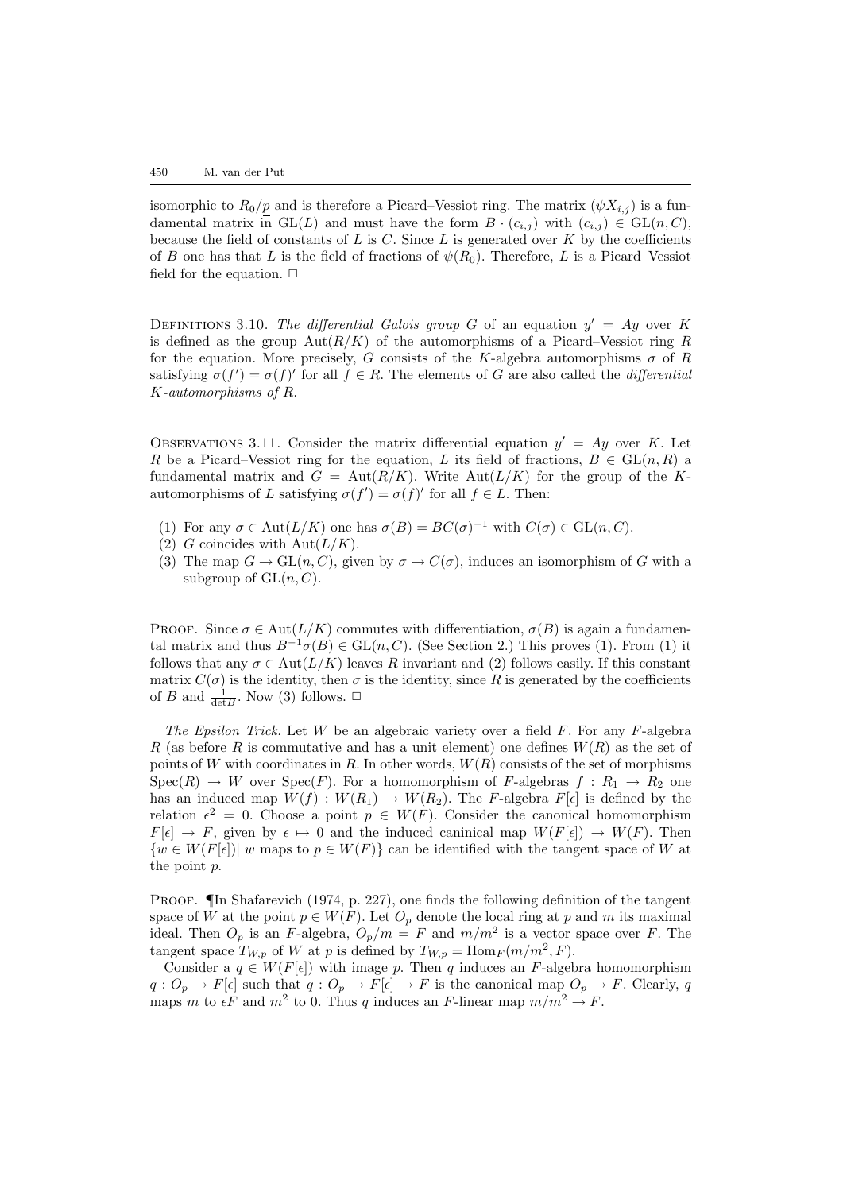isomorphic to $R_0/p$ and is therefore a Picard–Vessiot ring. The matrix $(\psi X_{i,j})$ is a fundamental matrix in $\mathrm{GL}(L)$ and must have the form $B \cdot (c_{i,j})$ with $(c_{i,j}) \in \mathrm{GL}(n, C)$, because the field of constants of $L$ is $C$. Since $L$ is generated over $K$ by the coefficients of $B$ one has that $L$ is the field of fractions of $\psi(R_0)$. Therefore, $L$ is a Picard–Vessiot field for the equation. □

DEFINITIONS 3.10. *The differential Galois group $G$ of an equation $y' = Ay$ over $K$ is defined as the group $\mathrm{Aut}(R/K)$ of the automorphisms of a Picard–Vessiot ring $R$ for the equation. More precisely, $G$ consists of the $K$-algebra automorphisms $\sigma$ of $R$ satisfying $\sigma(f') = \sigma(f)'$ for all $f \in R$. The elements of $G$ are also called the differential $K$-automorphisms of $R$.*

OBSERVATIONS 3.11. Consider the matrix differential equation $y' = Ay$ over $K$. Let $R$ be a Picard–Vessiot ring for the equation, $L$ its field of fractions, $B \in \mathrm{GL}(n, R)$ a fundamental matrix and $G = \mathrm{Aut}(R/K)$. Write $\mathrm{Aut}(L/K)$ for the group of the $K$-automorphisms of $L$ satisfying $\sigma(f') = \sigma(f)'$ for all $f \in L$. Then:

1. For any $\sigma \in \mathrm{Aut}(L/K)$ one has $\sigma(B) = BC(\sigma)^{-1}$ with $C(\sigma) \in \mathrm{GL}(n, C)$.
2. $G$ coincides with $\mathrm{Aut}(L/K)$.
3. The map $G \to \mathrm{GL}(n, C)$, given by $\sigma \mapsto C(\sigma)$, induces an isomorphism of $G$ with a subgroup of $\mathrm{GL}(n, C)$.

PROOF. Since $\sigma \in \mathrm{Aut}(L/K)$ commutes with differentiation, $\sigma(B)$ is again a fundamental matrix and thus $B^{-1}\sigma(B) \in \mathrm{GL}(n, C)$. (See Section 2.) This proves (1). From (1) it follows that any $\sigma \in \mathrm{Aut}(L/K)$ leaves $R$ invariant and (2) follows easily. If this constant matrix $C(\sigma)$ is the identity, then $\sigma$ is the identity, since $R$ is generated by the coefficients of $B$ and $\frac{1}{\det B}$. Now (3) follows. □

*The Epsilon Trick.* Let $W$ be an algebraic variety over a field $F$. For any $F$-algebra $R$ (as before $R$ is commutative and has a unit element) one defines $W(R)$ as the set of points of $W$ with coordinates in $R$. In other words, $W(R)$ consists of the set of morphisms $\mathrm{Spec}(R) \to W$ over $\mathrm{Spec}(F)$. For a homomorphism of $F$-algebras $f : R_1 \to R_2$ one has an induced map $W(f) : W(R_1) \to W(R_2)$. The $F$-algebra $F[\epsilon]$ is defined by the relation $\epsilon^2 = 0$. Choose a point $p \in W(F)$. Consider the canonical homomorphism $F[\epsilon] \to F$, given by $\epsilon \mapsto 0$ and the induced caninical map $W(F[\epsilon]) \to W(F)$. Then $\{w \in W(F[\epsilon])| \; w \text{ maps to } p \in W(F)\}$ can be identified with the tangent space of $W$ at the point $p$.

PROOF. ¶In Shafarevich (1974, p. 227), one finds the following definition of the tangent space of $W$ at the point $p \in W(F)$. Let $O_p$ denote the local ring at $p$ and $m$ its maximal ideal. Then $O_p$ is an $F$-algebra, $O_p/m = F$ and $m/m^2$ is a vector space over $F$. The tangent space $T_{W,p}$ of $W$ at $p$ is defined by $T_{W,p} = \mathrm{Hom}_F(m/m^2, F)$.

Consider a $q \in W(F[\epsilon])$ with image $p$. Then $q$ induces an $F$-algebra homomorphism $q : O_p \to F[\epsilon]$ such that $q : O_p \to F[\epsilon] \to F$ is the canonical map $O_p \to F$. Clearly, $q$ maps $m$ to $\epsilon F$ and $m^2$ to 0. Thus $q$ induces an $F$-linear map $m/m^2 \to F$.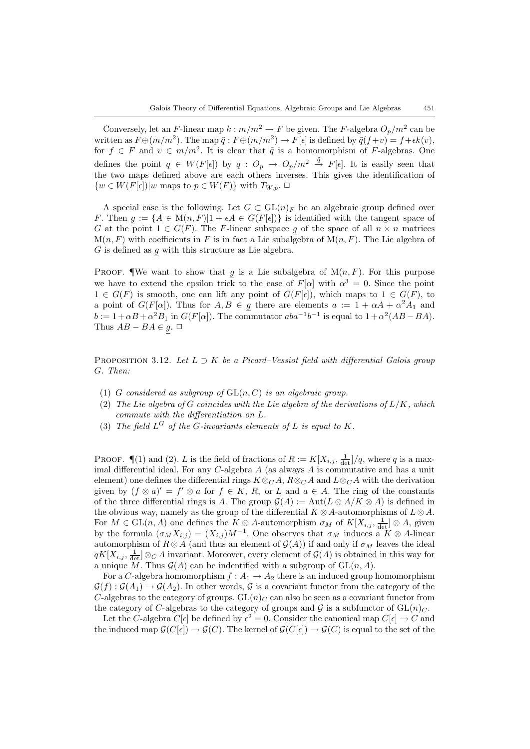Conversely, let an $F$-linear map $k : m/m^2 \to F$ be given. The $F$-algebra $O_p/m^2$ can be written as $F \oplus (m/m^2)$. The map $\tilde{q} : F \oplus (m/m^2) \to F[\epsilon]$ is defined by $\tilde{q}(f+v) = f + \epsilon k(v)$, for $f \in F$ and $v \in m/m^2$. It is clear that $\tilde{q}$ is a homomorphism of $F$-algebras. One defines the point $q \in W(F[\epsilon])$ by $q : O_p \to O_p/m^2 \xrightarrow{\tilde{q}} F[\epsilon]$. It is easily seen that the two maps defined above are each others inverses. This gives the identification of $\{w \in W(F[\epsilon]) | w \text{ maps to } p \in W(F)\}$ with $T_{W,p}$. □

A special case is the following. Let $G \subset \mathrm{GL}(n)_F$ be an algebraic group defined over $F$. Then $\underline{g} := \{A \in \mathrm{M}(n, F) | 1 + \epsilon A \in G(F[\epsilon])\}$ is identified with the tangent space of $G$ at the point $1 \in G(F)$. The $F$-linear subspace $\underline{g}$ of the space of all $n \times n$ matrices $\mathrm{M}(n, F)$ with coefficients in $F$ is in fact a Lie subalgebra of $\mathrm{M}(n, F)$. The Lie algebra of $G$ is defined as $\underline{g}$ with this structure as Lie algebra.

Proof. ¶We want to show that $\underline{g}$ is a Lie subalgebra of $\mathrm{M}(n, F)$. For this purpose we have to extend the epsilon trick to the case of $F[\alpha]$ with $\alpha^3 = 0$. Since the point $1 \in G(F)$ is smooth, one can lift any point of $G(F[\epsilon])$, which maps to $1 \in G(F)$, to a point of $G(F[\alpha])$. Thus for $A, B \in \underline{g}$ there are elements $a := 1 + \alpha A + \alpha^2 A_1$ and $b := 1 + \alpha B + \alpha^2 B_1$ in $G(F[\alpha])$. The commutator $aba^{-1}b^{-1}$ is equal to $1 + \alpha^2(AB - BA)$. Thus $AB - BA \in \underline{g}$. □

Proposition 3.12. *Let $L \supset K$ be a Picard–Vessiot field with differential Galois group $G$. Then:*

1. *$G$ considered as subgroup of $\mathrm{GL}(n, C)$ is an algebraic group.*
2. *The Lie algebra of $G$ coincides with the Lie algebra of the derivations of $L/K$, which commute with the differentiation on $L$.*
3. *The field $L^G$ of the $G$-invariants elements of $L$ is equal to $K$.*

Proof. ¶(1) and (2). $L$ is the field of fractions of $R := K[X_{i,j}, \frac{1}{\det}]/q$, where $q$ is a maximal differential ideal. For any $C$-algebra $A$ (as always $A$ is commutative and has a unit element) one defines the differential rings $K \otimes_C A$, $R \otimes_C A$ and $L \otimes_C A$ with the derivation given by $(f \otimes a)' = f' \otimes a$ for $f \in K$, $R$, or $L$ and $a \in A$. The ring of the constants of the three differential rings is $A$. The group $\mathcal{G}(A) := \mathrm{Aut}(L \otimes A / K \otimes A)$ is defined in the obvious way, namely as the group of the differential $K \otimes A$-automorphisms of $L \otimes A$. For $M \in \mathrm{GL}(n, A)$ one defines the $K \otimes A$-automorphism $\sigma_M$ of $K[X_{i,j}, \frac{1}{\det}] \otimes A$, given by the formula $(\sigma_M X_{i,j}) = (X_{i,j})M^{-1}$. One observes that $\sigma_M$ induces a $K \otimes A$-linear automorphism of $R \otimes A$ (and thus an element of $\mathcal{G}(A)$) if and only if $\sigma_M$ leaves the ideal $qK[X_{i,j}, \frac{1}{\det}] \otimes_C A$ invariant. Moreover, every element of $\mathcal{G}(A)$ is obtained in this way for a unique $M$. Thus $\mathcal{G}(A)$ can be indentified with a subgroup of $\mathrm{GL}(n, A)$.

For a $C$-algebra homomorphism $f : A_1 \to A_2$ there is an induced group homomorphism $\mathcal{G}(f) : \mathcal{G}(A_1) \to \mathcal{G}(A_2)$. In other words, $\mathcal{G}$ is a covariant functor from the category of the $C$-algebras to the category of groups. $\mathrm{GL}(n)_C$ can also be seen as a covariant functor from the category of $C$-algebras to the category of groups and $\mathcal{G}$ is a subfunctor of $\mathrm{GL}(n)_C$.

Let the $C$-algebra $C[\epsilon]$ be defined by $\epsilon^2 = 0$. Consider the canonical map $C[\epsilon] \to C$ and the induced map $\mathcal{G}(C[\epsilon]) \to \mathcal{G}(C)$. The kernel of $\mathcal{G}(C[\epsilon]) \to \mathcal{G}(C)$ is equal to the set of the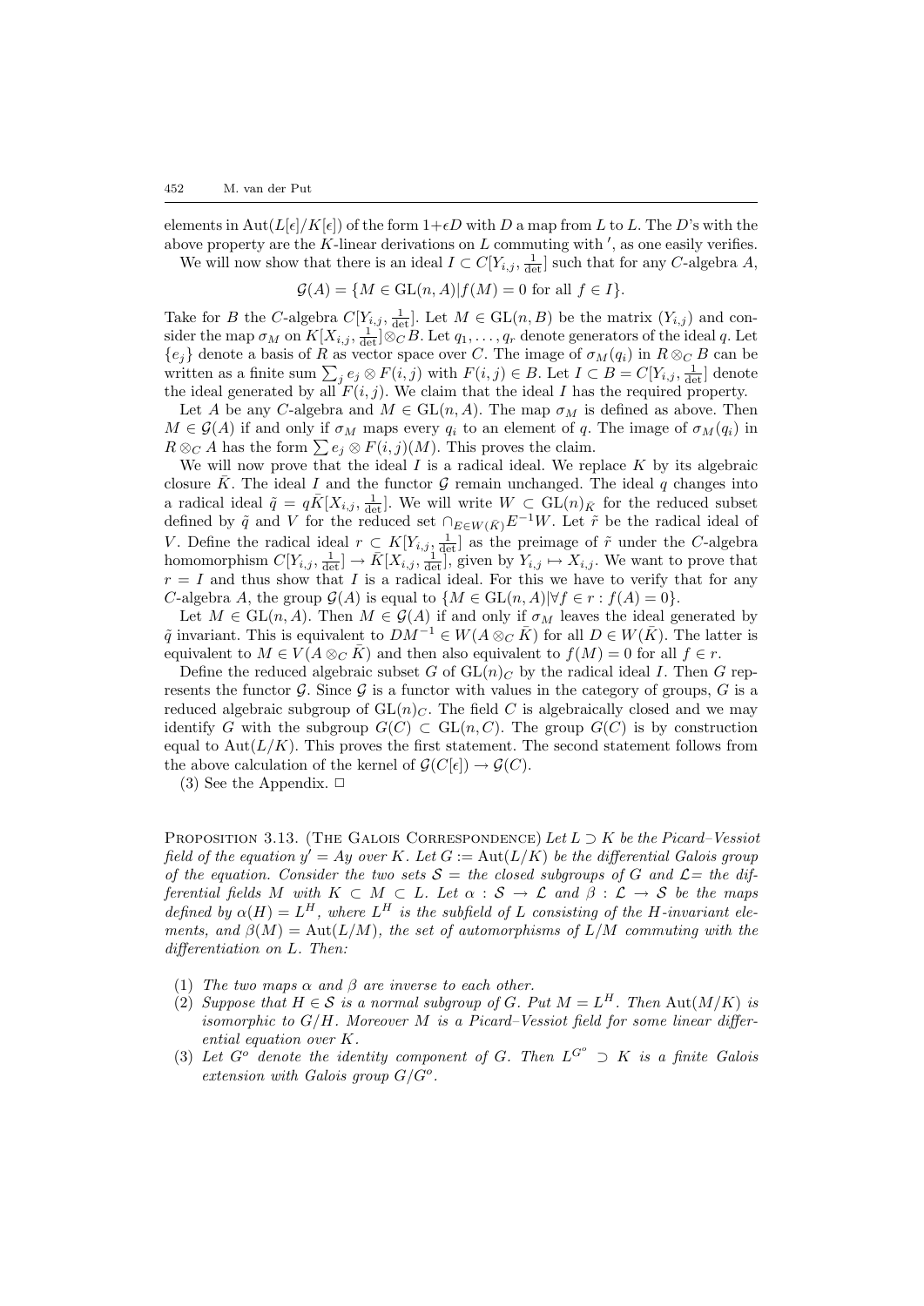elements in $\mathrm{Aut}(L[\epsilon]/K[\epsilon])$ of the form $1+\epsilon D$ with $D$ a map from $L$ to $L$. The $D$'s with the above property are the $K$-linear derivations on $L$ commuting with $'$, as one easily verifies.

We will now show that there is an ideal $I \subset C[Y_{i,j}, \frac{1}{\det}]$ such that for any $C$-algebra $A$,

$$\mathcal{G}(A) = \{M \in \mathrm{GL}(n, A) | f(M) = 0 \text{ for all } f \in I\}.$$

Take for $B$ the $C$-algebra $C[Y_{i,j}, \frac{1}{\det}]$. Let $M \in \mathrm{GL}(n, B)$ be the matrix $(Y_{i,j})$ and consider the map $\sigma_M$ on $K[X_{i,j}, \frac{1}{\det}] \otimes_C B$. Let $q_1, \ldots, q_r$ denote generators of the ideal $q$. Let $\{e_j\}$ denote a basis of $R$ as vector space over $C$. The image of $\sigma_M(q_i)$ in $R \otimes_C B$ can be written as a finite sum $\sum_j e_j \otimes F(i,j)$ with $F(i,j) \in B$. Let $I \subset B = C[Y_{i,j}, \frac{1}{\det}]$ denote the ideal generated by all $F(i,j)$. We claim that the ideal $I$ has the required property.

Let $A$ be any $C$-algebra and $M \in \mathrm{GL}(n, A)$. The map $\sigma_M$ is defined as above. Then $M \in \mathcal{G}(A)$ if and only if $\sigma_M$ maps every $q_i$ to an element of $q$. The image of $\sigma_M(q_i)$ in $R \otimes_C A$ has the form $\sum e_j \otimes F(i,j)(M)$. This proves the claim.

We will now prove that the ideal $I$ is a radical ideal. We replace $K$ by its algebraic closure $\bar{K}$. The ideal $I$ and the functor $\mathcal{G}$ remain unchanged. The ideal $q$ changes into a radical ideal $\tilde{q} = q\bar{K}[X_{i,j}, \frac{1}{\det}]$. We will write $W \subset \mathrm{GL}(n)_{\bar{K}}$ for the reduced subset defined by $\tilde{q}$ and $V$ for the reduced set $\cap_{E \in W(\bar{K})} E^{-1}W$. Let $\tilde{r}$ be the radical ideal of $V$. Define the radical ideal $r \subset K[Y_{i,j}, \frac{1}{\det}]$ as the preimage of $\tilde{r}$ under the $C$-algebra homomorphism $C[Y_{i,j}, \frac{1}{\det}] \to \bar{K}[X_{i,j}, \frac{1}{\det}]$, given by $Y_{i,j} \mapsto X_{i,j}$. We want to prove that $r = I$ and thus show that $I$ is a radical ideal. For this we have to verify that for any $C$-algebra $A$, the group $\mathcal{G}(A)$ is equal to $\{M \in \mathrm{GL}(n, A) | \forall f \in r : f(A) = 0\}$.

Let $M \in \mathrm{GL}(n, A)$. Then $M \in \mathcal{G}(A)$ if and only if $\sigma_M$ leaves the ideal generated by $\tilde{q}$ invariant. This is equivalent to $DM^{-1} \in W(A \otimes_C \bar{K})$ for all $D \in W(\bar{K})$. The latter is equivalent to $M \in V(A \otimes_C \bar{K})$ and then also equivalent to $f(M) = 0$ for all $f \in r$.

Define the reduced algebraic subset $G$ of $\mathrm{GL}(n)_C$ by the radical ideal $I$. Then $G$ represents the functor $\mathcal{G}$. Since $\mathcal{G}$ is a functor with values in the category of groups, $G$ is a reduced algebraic subgroup of $\mathrm{GL}(n)_C$. The field $C$ is algebraically closed and we may identify $G$ with the subgroup $G(C) \subset \mathrm{GL}(n, C)$. The group $G(C)$ is by construction equal to $\mathrm{Aut}(L/K)$. This proves the first statement. The second statement follows from the above calculation of the kernel of $\mathcal{G}(C[\epsilon]) \to \mathcal{G}(C)$.

(3) See the Appendix. $\square$

Proposition 3.13. (The Galois Correspondence) *Let $L \supset K$ be the Picard–Vessiot field of the equation $y' = Ay$ over $K$. Let $G := \mathrm{Aut}(L/K)$ be the differential Galois group of the equation. Consider the two sets $\mathcal{S}=$ the closed subgroups of $G$ and $\mathcal{L}=$ the differential fields $M$ with $K \subset M \subset L$. Let $\alpha : \mathcal{S} \to \mathcal{L}$ and $\beta : \mathcal{L} \to \mathcal{S}$ be the maps defined by $\alpha(H) = L^H$, where $L^H$ is the subfield of $L$ consisting of the $H$-invariant elements, and $\beta(M) = \mathrm{Aut}(L/M)$, the set of automorphisms of $L/M$ commuting with the differentiation on $L$. Then:*

1. *The two maps $\alpha$ and $\beta$ are inverse to each other.*
2. *Suppose that $H \in \mathcal{S}$ is a normal subgroup of $G$. Put $M = L^H$. Then $\mathrm{Aut}(M/K)$ is isomorphic to $G/H$. Moreover $M$ is a Picard–Vessiot field for some linear differential equation over $K$.*
3. *Let $G^o$ denote the identity component of $G$. Then $L^{G^o} \supset K$ is a finite Galois extension with Galois group $G/G^o$.*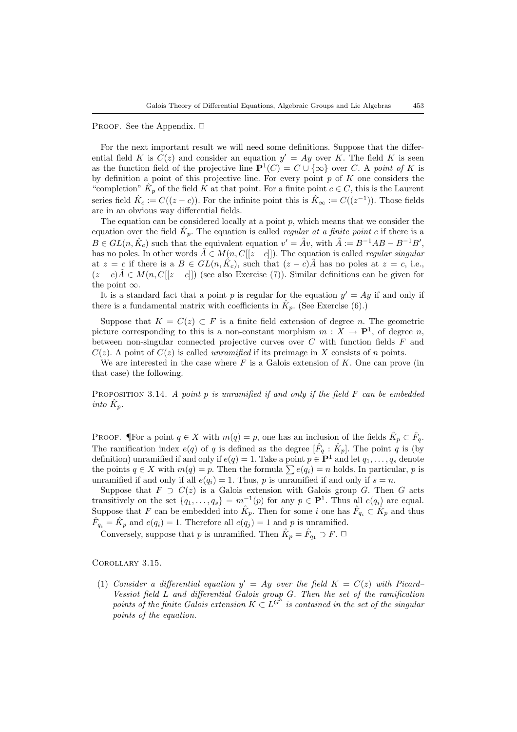Proof. See the Appendix. □

For the next important result we will need some definitions. Suppose that the differential field $K$ is $C(z)$ and consider an equation $y' = Ay$ over $K$. The field $K$ is seen as the function field of the projective line $\mathbf{P}^1(C) = C \cup \{\infty\}$ over $C$. A *point of* $K$ is by definition a point of this projective line. For every point $p$ of $K$ one considers the "completion" $\hat{K}_p$ of the field $K$ at that point. For a finite point $c \in C$, this is the Laurent series field $\hat{K}_c := C((z-c))$. For the infinite point this is $\hat{K}_\infty := C((z^{-1}))$. Those fields are in an obvious way differential fields.

The equation can be considered locally at a point $p$, which means that we consider the equation over the field $\hat{K}_p$. The equation is called *regular at a finite point* $c$ if there is a $B \in GL(n, \hat{K}_c)$ such that the equivalent equation $v' = \tilde{A}v$, with $\tilde{A} := B^{-1}AB - B^{-1}B'$, has no poles. In other words $\tilde{A} \in M(n, C[[z-c]])$. The equation is called *regular singular* at $z = c$ if there is a $B \in GL(n, \hat{K}_c)$, such that $(z-c)\tilde{A}$ has no poles at $z = c$, i.e., $(z-c)\tilde{A} \in M(n, C[[z-c]])$ (see also Exercise (7)). Similar definitions can be given for the point $\infty$.

It is a standard fact that a point $p$ is regular for the equation $y' = Ay$ if and only if there is a fundamental matrix with coefficients in $\hat{K}_p$. (See Exercise (6).)

Suppose that $K = C(z) \subset F$ is a finite field extension of degree $n$. The geometric picture corresponding to this is a non-constant morphism $m : X \to \mathbf{P}^1$, of degree $n$, between non-singular connected projective curves over $C$ with function fields $F$ and $C(z)$. A point of $C(z)$ is called *unramified* if its preimage in $X$ consists of $n$ points.

We are interested in the case where $F$ is a Galois extension of $K$. One can prove (in that case) the following.

Proposition 3.14. *A point $p$ is unramified if and only if the field $F$ can be embedded into $\hat{K}_p$.*

Proof. ¶For a point $q \in X$ with $m(q) = p$, one has an inclusion of the fields $\hat{K}_p \subset \hat{F}_q$. The ramification index $e(q)$ of $q$ is defined as the degree $[\hat{F}_q : \hat{K}_p]$. The point $q$ is (by definition) unramified if and only if $e(q) = 1$. Take a point $p \in \mathbf{P}^1$ and let $q_1, \ldots, q_s$ denote the points $q \in X$ with $m(q) = p$. Then the formula $\sum e(q_i) = n$ holds. In particular, $p$ is unramified if and only if all $e(q_i) = 1$. Thus, $p$ is unramified if and only if $s = n$.

Suppose that $F \supset C(z)$ is a Galois extension with Galois group $G$. Then $G$ acts transitively on the set $\{q_1, \ldots, q_s\} = m^{-1}(p)$ for any $p \in \mathbf{P}^1$. Thus all $e(q_i)$ are equal. Suppose that $F$ can be embedded into $\hat{K}_p$. Then for some $i$ one has $\hat{F}_{q_i} \subset \hat{K}_p$ and thus $\hat{F}_{q_i} = \hat{K}_p$ and $e(q_i) = 1$. Therefore all $e(q_j) = 1$ and $p$ is unramified.

Conversely, suppose that $p$ is unramified. Then $\hat{K}_p = \hat{F}_{q_1} \supset F$. □

Corollary 3.15.

(1) *Consider a differential equation $y' = Ay$ over the field $K = C(z)$ with Picard–Vessiot field $L$ and differential Galois group $G$. Then the set of the ramification points of the finite Galois extension $K \subset L^{G^o}$ is contained in the set of the singular points of the equation.*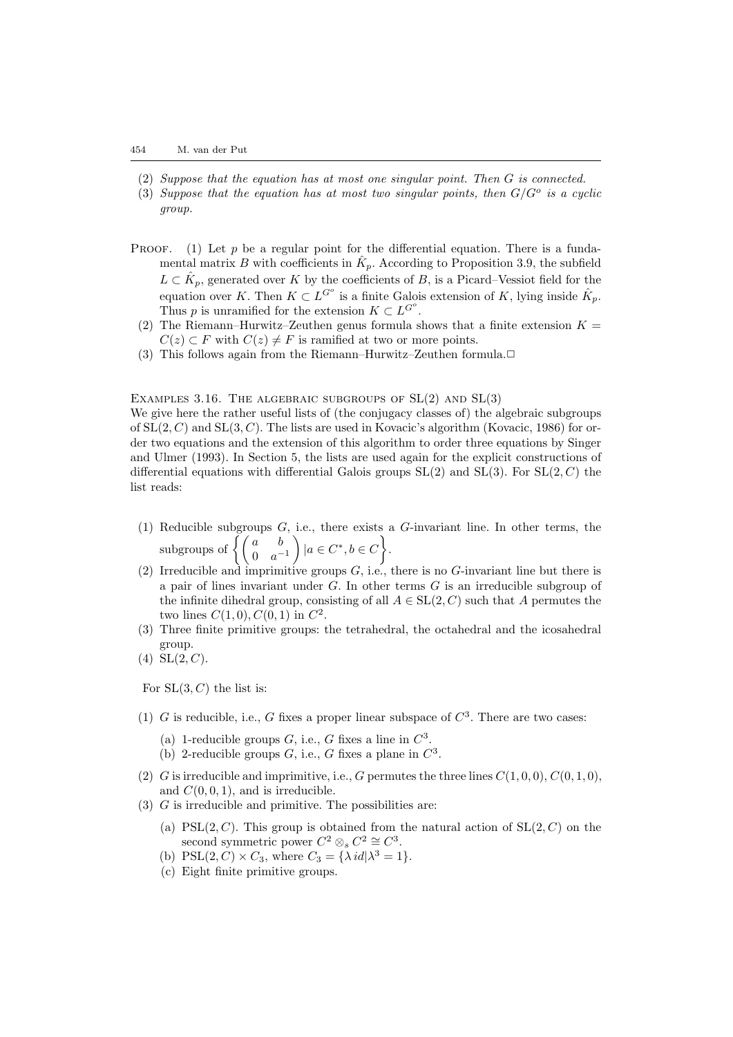(2) *Suppose that the equation has at most one singular point. Then $G$ is connected.*

(3) *Suppose that the equation has at most two singular points, then $G/G^o$ is a cyclic group.*

Proof. (1) Let $p$ be a regular point for the differential equation. There is a fundamental matrix $B$ with coefficients in $\hat{K}_p$. According to Proposition 3.9, the subfield $L \subset \hat{K}_p$, generated over $K$ by the coefficients of $B$, is a Picard–Vessiot field for the equation over $K$. Then $K \subset L^{G^o}$ is a finite Galois extension of $K$, lying inside $\hat{K}_p$. Thus $p$ is unramified for the extension $K \subset L^{G^o}$.

(2) The Riemann–Hurwitz–Zeuthen genus formula shows that a finite extension $K = C(z) \subset F$ with $C(z) \neq F$ is ramified at two or more points.

(3) This follows again from the Riemann–Hurwitz–Zeuthen formula.□

Examples 3.16. The algebraic subgroups of SL(2) and SL(3)

We give here the rather useful lists of (the conjugacy classes of) the algebraic subgroups of $\mathrm{SL}(2, C)$ and $\mathrm{SL}(3, C)$. The lists are used in Kovacic's algorithm (Kovacic, 1986) for order two equations and the extension of this algorithm to order three equations by Singer and Ulmer (1993). In Section 5, the lists are used again for the explicit constructions of differential equations with differential Galois groups SL(2) and SL(3). For $\mathrm{SL}(2, C)$ the list reads:

(1) Reducible subgroups $G$, i.e., there exists a $G$-invariant line. In other terms, the subgroups of $\left\{ \begin{pmatrix} a & b \\ 0 & a^{-1} \end{pmatrix} | a \in C^*, b \in C \right\}$.

(2) Irreducible and imprimitive groups $G$, i.e., there is no $G$-invariant line but there is a pair of lines invariant under $G$. In other terms $G$ is an irreducible subgroup of the infinite dihedral group, consisting of all $A \in \mathrm{SL}(2, C)$ such that $A$ permutes the two lines $C(1, 0), C(0, 1)$ in $C^2$.

(3) Three finite primitive groups: the tetrahedral, the octahedral and the icosahedral group.

(4) $\mathrm{SL}(2, C)$.

For $\mathrm{SL}(3, C)$ the list is:

(1) $G$ is reducible, i.e., $G$ fixes a proper linear subspace of $C^3$. There are two cases:
   (a) 1-reducible groups $G$, i.e., $G$ fixes a line in $C^3$.
   (b) 2-reducible groups $G$, i.e., $G$ fixes a plane in $C^3$.

(2) $G$ is irreducible and imprimitive, i.e., $G$ permutes the three lines $C(1, 0, 0)$, $C(0, 1, 0)$, and $C(0, 0, 1)$, and is irreducible.

(3) $G$ is irreducible and primitive. The possibilities are:
   (a) $\mathrm{PSL}(2, C)$. This group is obtained from the natural action of $\mathrm{SL}(2, C)$ on the second symmetric power $C^2 \otimes_s C^2 \cong C^3$.
   (b) $\mathrm{PSL}(2, C) \times C_3$, where $C_3 = \{\lambda\, id | \lambda^3 = 1\}$.
   (c) Eight finite primitive groups.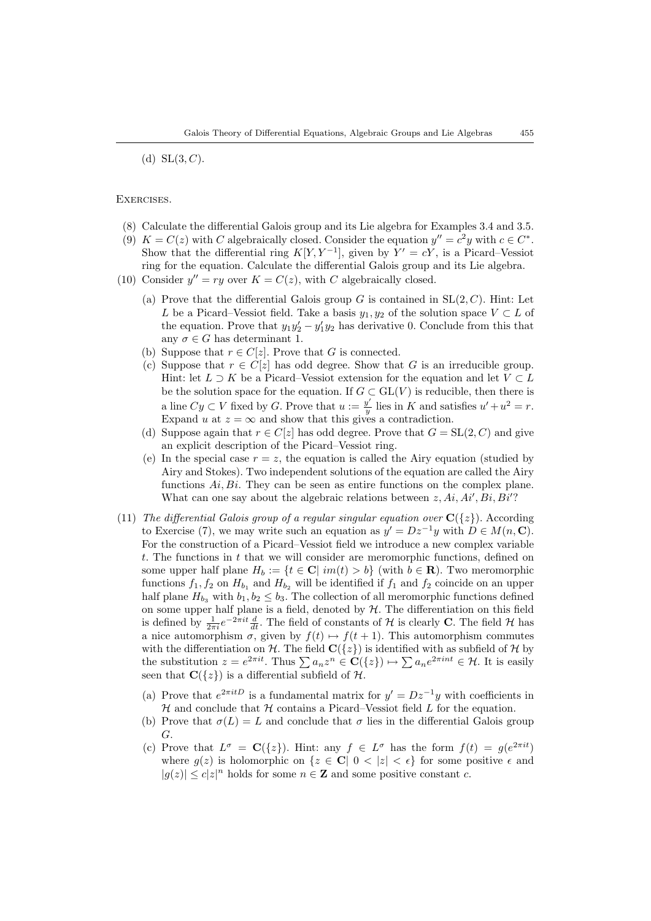(d) $\mathrm{SL}(3, C)$.

Exercises.

(8) Calculate the differential Galois group and its Lie algebra for Examples 3.4 and 3.5.

(9) $K = C(z)$ with $C$ algebraically closed. Consider the equation $y'' = c^2 y$ with $c \in C^*$. Show that the differential ring $K[Y, Y^{-1}]$, given by $Y' = cY$, is a Picard–Vessiot ring for the equation. Calculate the differential Galois group and its Lie algebra.

(10) Consider $y'' = ry$ over $K = C(z)$, with $C$ algebraically closed.

   (a) Prove that the differential Galois group $G$ is contained in $\mathrm{SL}(2, C)$. Hint: Let $L$ be a Picard–Vessiot field. Take a basis $y_1, y_2$ of the solution space $V \subset L$ of the equation. Prove that $y_1 y_2' - y_1' y_2$ has derivative 0. Conclude from this that any $\sigma \in G$ has determinant 1.

   (b) Suppose that $r \in C[z]$. Prove that $G$ is connected.

   (c) Suppose that $r \in C[z]$ has odd degree. Show that $G$ is an irreducible group. Hint: let $L \supset K$ be a Picard–Vessiot extension for the equation and let $V \subset L$ be the solution space for the equation. If $G \subset \mathrm{GL}(V)$ is reducible, then there is a line $Cy \subset V$ fixed by $G$. Prove that $u := \frac{y'}{y}$ lies in $K$ and satisfies $u' + u^2 = r$. Expand $u$ at $z = \infty$ and show that this gives a contradiction.

   (d) Suppose again that $r \in C[z]$ has odd degree. Prove that $G = \mathrm{SL}(2, C)$ and give an explicit description of the Picard–Vessiot ring.

   (e) In the special case $r = z$, the equation is called the Airy equation (studied by Airy and Stokes). Two independent solutions of the equation are called the Airy functions $Ai, Bi$. They can be seen as entire functions on the complex plane. What can one say about the algebraic relations between $z, Ai, Ai', Bi, Bi'$?

(11) *The differential Galois group of a regular singular equation over* $\mathbf{C}(\{z\})$. According to Exercise (7), we may write such an equation as $y' = Dz^{-1}y$ with $D \in M(n, \mathbf{C})$. For the construction of a Picard–Vessiot field we introduce a new complex variable $t$. The functions in $t$ that we will consider are meromorphic functions, defined on some upper half plane $H_b := \{t \in \mathbf{C} |\ im(t) > b\}$ (with $b \in \mathbf{R}$). Two meromorphic functions $f_1, f_2$ on $H_{b_1}$ and $H_{b_2}$ will be identified if $f_1$ and $f_2$ coincide on an upper half plane $H_{b_3}$ with $b_1, b_2 \leq b_3$. The collection of all meromorphic functions defined on some upper half plane is a field, denoted by $\mathcal{H}$. The differentiation on this field is defined by $\frac{1}{2\pi i} e^{-2\pi i t} \frac{d}{dt}$. The field of constants of $\mathcal{H}$ is clearly $\mathbf{C}$. The field $\mathcal{H}$ has a nice automorphism $\sigma$, given by $f(t) \mapsto f(t+1)$. This automorphism commutes with the differentiation on $\mathcal{H}$. The field $\mathbf{C}(\{z\})$ is identified with as subfield of $\mathcal{H}$ by the substitution $z = e^{2\pi i t}$. Thus $\sum a_n z^n \in \mathbf{C}(\{z\}) \mapsto \sum a_n e^{2\pi i n t} \in \mathcal{H}$. It is easily seen that $\mathbf{C}(\{z\})$ is a differential subfield of $\mathcal{H}$.

   (a) Prove that $e^{2\pi i t D}$ is a fundamental matrix for $y' = Dz^{-1}y$ with coefficients in $\mathcal{H}$ and conclude that $\mathcal{H}$ contains a Picard–Vessiot field $L$ for the equation.

   (b) Prove that $\sigma(L) = L$ and conclude that $\sigma$ lies in the differential Galois group $G$.

   (c) Prove that $L^\sigma = \mathbf{C}(\{z\})$. Hint: any $f \in L^\sigma$ has the form $f(t) = g(e^{2\pi i t})$ where $g(z)$ is holomorphic on $\{z \in \mathbf{C} |\ 0 < |z| < \epsilon\}$ for some positive $\epsilon$ and $|g(z)| \leq c|z|^n$ holds for some $n \in \mathbf{Z}$ and some positive constant $c$.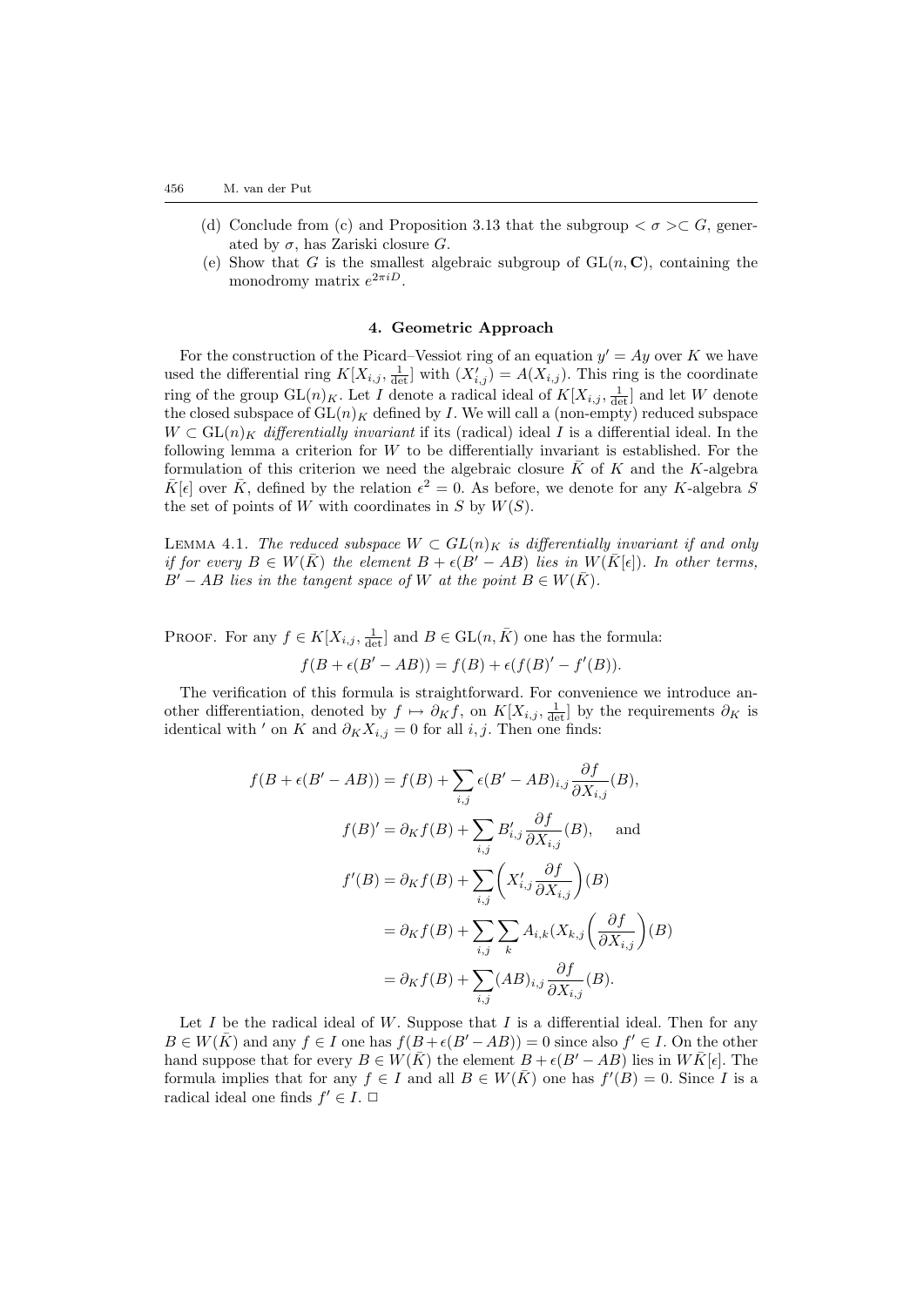(d) Conclude from (c) and Proposition 3.13 that the subgroup $<\sigma>\subset G$, generated by $\sigma$, has Zariski closure $G$.

(e) Show that $G$ is the smallest algebraic subgroup of $\mathrm{GL}(n,\mathbf{C})$, containing the monodromy matrix $e^{2\pi i D}$.

## 4. Geometric Approach

For the construction of the Picard–Vessiot ring of an equation $y' = Ay$ over $K$ we have used the differential ring $K[X_{i,j}, \frac{1}{\det}]$ with $(X'_{i,j}) = A(X_{i,j})$. This ring is the coordinate ring of the group $\mathrm{GL}(n)_K$. Let $I$ denote a radical ideal of $K[X_{i,j}, \frac{1}{\det}]$ and let $W$ denote the closed subspace of $\mathrm{GL}(n)_K$ defined by $I$. We will call a (non-empty) reduced subspace $W \subset \mathrm{GL}(n)_K$ *differentially invariant* if its (radical) ideal $I$ is a differential ideal. In the following lemma a criterion for $W$ to be differentially invariant is established. For the formulation of this criterion we need the algebraic closure $\bar{K}$ of $K$ and the $K$-algebra $\bar{K}[\epsilon]$ over $\bar{K}$, defined by the relation $\epsilon^2 = 0$. As before, we denote for any $K$-algebra $S$ the set of points of $W$ with coordinates in $S$ by $W(S)$.

LEMMA 4.1. *The reduced subspace $W \subset GL(n)_K$ is differentially invariant if and only if for every $B \in W(\bar{K})$ the element $B + \epsilon(B' - AB)$ lies in $W(\bar{K}[\epsilon])$. In other terms, $B' - AB$ lies in the tangent space of $W$ at the point $B \in W(\bar{K})$.*

PROOF. For any $f \in K[X_{i,j}, \frac{1}{\det}]$ and $B \in \mathrm{GL}(n, \bar{K})$ one has the formula:

$$f(B + \epsilon(B' - AB)) = f(B) + \epsilon(f(B)' - f'(B)).$$

The verification of this formula is straightforward. For convenience we introduce another differentiation, denoted by $f \mapsto \partial_K f$, on $K[X_{i,j}, \frac{1}{\det}]$ by the requirements $\partial_K$ is identical with $'$ on $K$ and $\partial_K X_{i,j} = 0$ for all $i, j$. Then one finds:

$$\begin{aligned}
f(B + \epsilon(B' - AB)) &= f(B) + \sum_{i,j} \epsilon(B' - AB)_{i,j} \frac{\partial f}{\partial X_{i,j}}(B), \\
f(B)' &= \partial_K f(B) + \sum_{i,j} B'_{i,j} \frac{\partial f}{\partial X_{i,j}}(B), \quad \text{and} \\
f'(B) &= \partial_K f(B) + \sum_{i,j} \left( X'_{i,j} \frac{\partial f}{\partial X_{i,j}} \right)(B) \\
&= \partial_K f(B) + \sum_{i,j} \sum_k A_{i,k} (X_{k,j} \left( \frac{\partial f}{\partial X_{i,j}} \right)(B) \\
&= \partial_K f(B) + \sum_{i,j} (AB)_{i,j} \frac{\partial f}{\partial X_{i,j}}(B).
\end{aligned}$$

Let $I$ be the radical ideal of $W$. Suppose that $I$ is a differential ideal. Then for any $B \in W(\bar{K})$ and any $f \in I$ one has $f(B + \epsilon(B' - AB)) = 0$ since also $f' \in I$. On the other hand suppose that for every $B \in W(\bar{K})$ the element $B + \epsilon(B' - AB)$ lies in $W\bar{K}[\epsilon]$. The formula implies that for any $f \in I$ and all $B \in W(\bar{K})$ one has $f'(B) = 0$. Since $I$ is a radical ideal one finds $f' \in I$. $\square$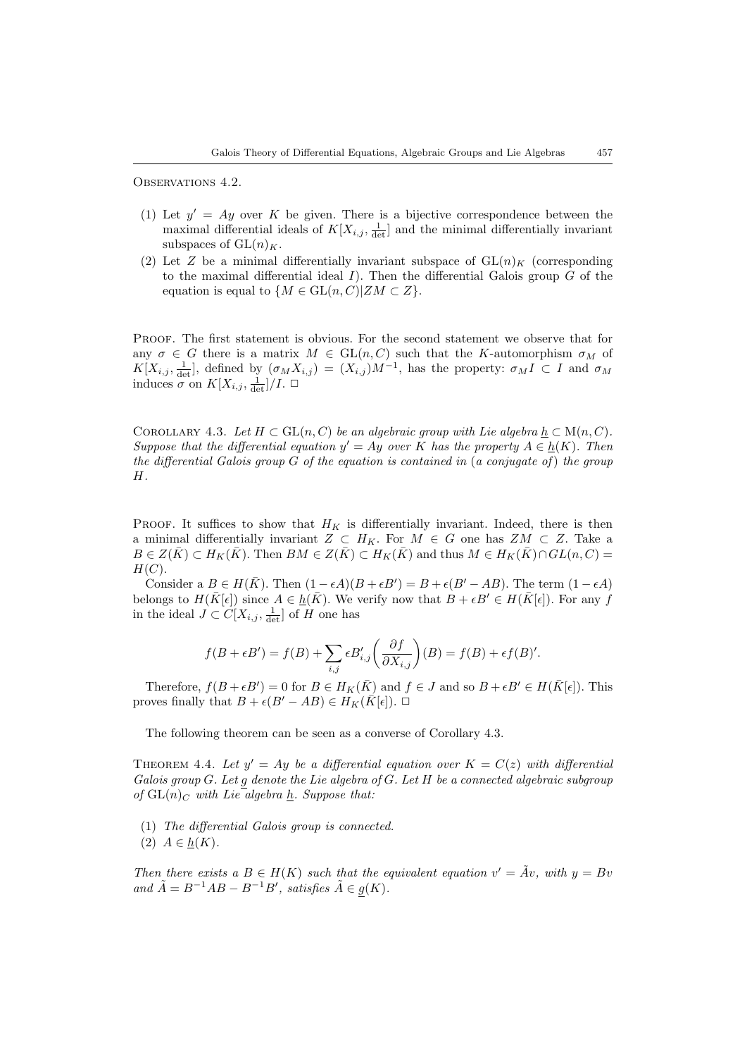Observations 4.2.

1. Let $y' = Ay$ over $K$ be given. There is a bijective correspondence between the maximal differential ideals of $K[X_{i,j}, \frac{1}{\det}]$ and the minimal differentially invariant subspaces of $\mathrm{GL}(n)_K$.
2. Let $Z$ be a minimal differentially invariant subspace of $\mathrm{GL}(n)_K$ (corresponding to the maximal differential ideal $I$). Then the differential Galois group $G$ of the equation is equal to $\{M \in \mathrm{GL}(n, C) | ZM \subset Z\}$.

Proof. The first statement is obvious. For the second statement we observe that for any $\sigma \in G$ there is a matrix $M \in \mathrm{GL}(n, C)$ such that the $K$-automorphism $\sigma_M$ of $K[X_{i,j}, \frac{1}{\det}]$, defined by $(\sigma_M X_{i,j}) = (X_{i,j})M^{-1}$, has the property: $\sigma_M I \subset I$ and $\sigma_M$ induces $\sigma$ on $K[X_{i,j}, \frac{1}{\det}]/I$. □

Corollary 4.3. *Let $H \subset \mathrm{GL}(n, C)$ be an algebraic group with Lie algebra $\underline{h} \subset \mathrm{M}(n, C)$. Suppose that the differential equation $y' = Ay$ over $K$ has the property $A \in \underline{h}(K)$. Then the differential Galois group $G$ of the equation is contained in (a conjugate of) the group $H$.*

Proof. It suffices to show that $H_K$ is differentially invariant. Indeed, there is then a minimal differentially invariant $Z \subset H_K$. For $M \in G$ one has $ZM \subset Z$. Take a $B \in Z(\bar{K}) \subset H_K(\bar{K})$. Then $BM \in Z(\bar{K}) \subset H_K(\bar{K})$ and thus $M \in H_K(\bar{K}) \cap GL(n, C) = H(C)$.

Consider a $B \in H(\bar{K})$. Then $(1 - \epsilon A)(B + \epsilon B') = B + \epsilon(B' - AB)$. The term $(1 - \epsilon A)$ belongs to $H(\bar{K}[\epsilon])$ since $A \in \underline{h}(\bar{K})$. We verify now that $B + \epsilon B' \in H(\bar{K}[\epsilon])$. For any $f$ in the ideal $J \subset C[X_{i,j}, \frac{1}{\det}]$ of $H$ one has

$$f(B + \epsilon B') = f(B) + \sum_{i,j} \epsilon B'_{i,j} \left( \frac{\partial f}{\partial X_{i,j}} \right)(B) = f(B) + \epsilon f(B)'.$$

Therefore, $f(B + \epsilon B') = 0$ for $B \in H_K(\bar{K})$ and $f \in J$ and so $B + \epsilon B' \in H(\bar{K}[\epsilon])$. This proves finally that $B + \epsilon(B' - AB) \in H_K(\bar{K}[\epsilon])$. □

The following theorem can be seen as a converse of Corollary 4.3.

Theorem 4.4. *Let $y' = Ay$ be a differential equation over $K = C(z)$ with differential Galois group $G$. Let $\underline{g}$ denote the Lie algebra of $G$. Let $H$ be a connected algebraic subgroup of $\mathrm{GL}(n)_C$ with Lie algebra $\underline{h}$. Suppose that:*

1. *The differential Galois group is connected.*
2. *$A \in \underline{h}(K)$.*

*Then there exists a $B \in H(K)$ such that the equivalent equation $v' = \tilde{A}v$, with $y = Bv$ and $\tilde{A} = B^{-1}AB - B^{-1}B'$, satisfies $\tilde{A} \in \underline{g}(K)$.*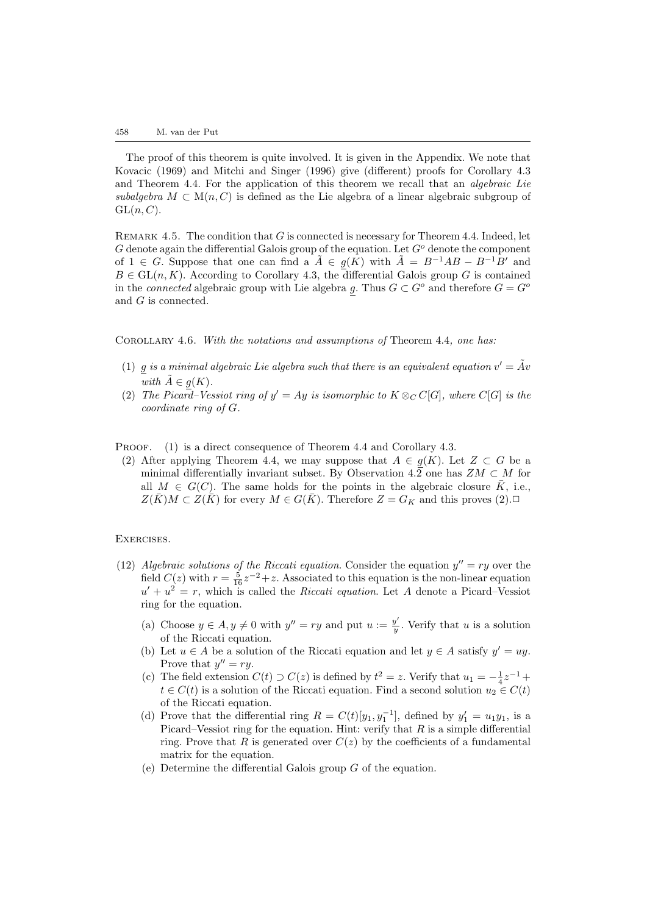The proof of this theorem is quite involved. It is given in the Appendix. We note that Kovacic (1969) and Mitchi and Singer (1996) give (different) proofs for Corollary 4.3 and Theorem 4.4. For the application of this theorem we recall that an *algebraic Lie subalgebra* $M \subset \mathrm{M}(n, C)$ is defined as the Lie algebra of a linear algebraic subgroup of $\mathrm{GL}(n, C)$.

REMARK 4.5. The condition that $G$ is connected is necessary for Theorem 4.4. Indeed, let $G$ denote again the differential Galois group of the equation. Let $G^o$ denote the component of $1 \in G$. Suppose that one can find a $\tilde{A} \in \underline{g}(K)$ with $\tilde{A} = B^{-1}AB - B^{-1}B'$ and $B \in \mathrm{GL}(n, K)$. According to Corollary 4.3, the differential Galois group $G$ is contained in the *connected* algebraic group with Lie algebra $\underline{g}$. Thus $G \subset G^o$ and therefore $G = G^o$ and $G$ is connected.

COROLLARY 4.6. *With the notations and assumptions of* Theorem 4.4*, one has:*

1. *$\underline{g}$ is a minimal algebraic Lie algebra such that there is an equivalent equation $v' = \tilde{A}v$ with $\tilde{A} \in \underline{g}(K)$.*
2. *The Picard–Vessiot ring of $y' = Ay$ is isomorphic to $K \otimes_C C[G]$, where $C[G]$ is the coordinate ring of $G$.*

PROOF. (1) is a direct consequence of Theorem 4.4 and Corollary 4.3.

(2) After applying Theorem 4.4, we may suppose that $A \in \underline{g}(K)$. Let $Z \subset G$ be a minimal differentially invariant subset. By Observation 4.2 one has $ZM \subset M$ for all $M \in G(C)$. The same holds for the points in the algebraic closure $\bar{K}$, i.e., $Z(\bar{K})M \subset Z(\bar{K})$ for every $M \in G(\bar{K})$. Therefore $Z = G_K$ and this proves (2).□

EXERCISES.

(12) *Algebraic solutions of the Riccati equation.* Consider the equation $y'' = ry$ over the field $C(z)$ with $r = \frac{5}{16}z^{-2} + z$. Associated to this equation is the non-linear equation $u' + u^2 = r$, which is called the *Riccati equation*. Let $A$ denote a Picard–Vessiot ring for the equation.

(a) Choose $y \in A, y \neq 0$ with $y'' = ry$ and put $u := \frac{y'}{y}$. Verify that $u$ is a solution of the Riccati equation.

(b) Let $u \in A$ be a solution of the Riccati equation and let $y \in A$ satisfy $y' = uy$. Prove that $y'' = ry$.

(c) The field extension $C(t) \supset C(z)$ is defined by $t^2 = z$. Verify that $u_1 = -\frac{1}{4}z^{-1} + t \in C(t)$ is a solution of the Riccati equation. Find a second solution $u_2 \in C(t)$ of the Riccati equation.

(d) Prove that the differential ring $R = C(t)[y_1, y_1^{-1}]$, defined by $y_1' = u_1 y_1$, is a Picard–Vessiot ring for the equation. Hint: verify that $R$ is a simple differential ring. Prove that $R$ is generated over $C(z)$ by the coefficients of a fundamental matrix for the equation.

(e) Determine the differential Galois group $G$ of the equation.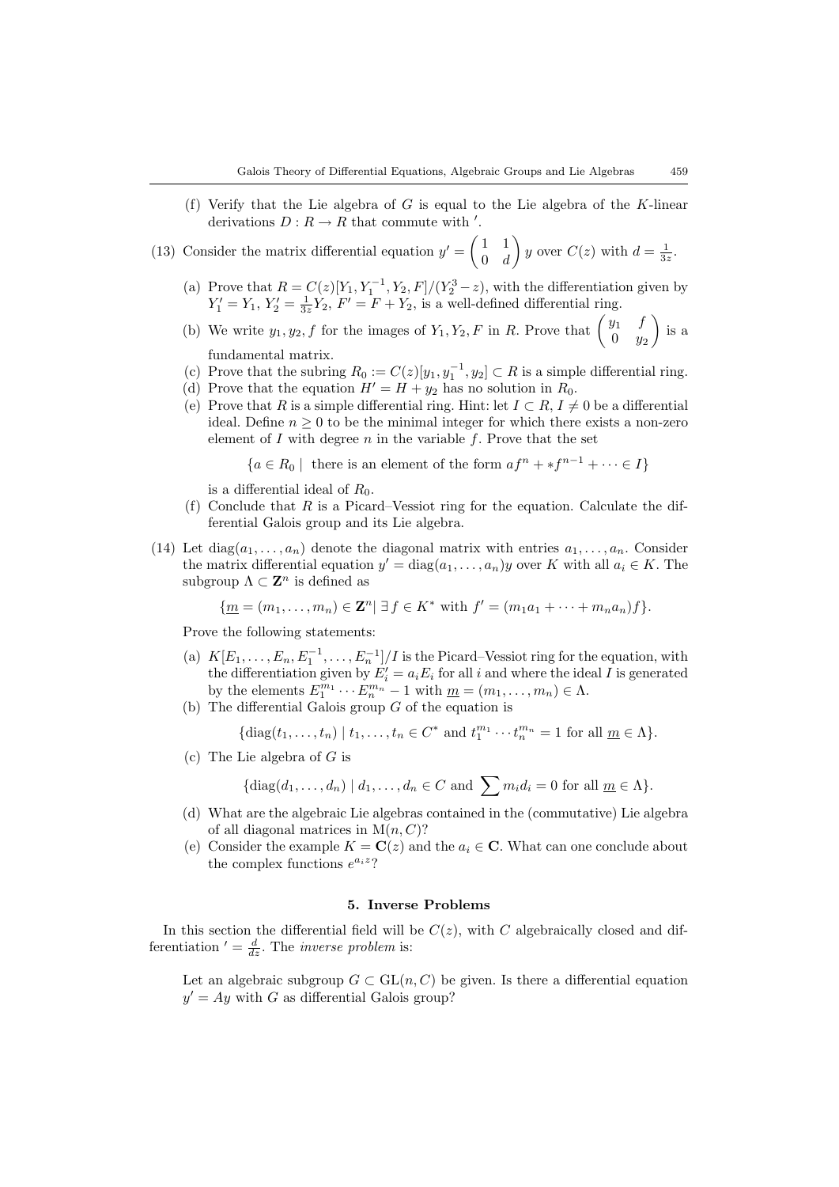(f) Verify that the Lie algebra of $G$ is equal to the Lie algebra of the $K$-linear derivations $D : R \to R$ that commute with $'$.

(13) Consider the matrix differential equation $y' = \begin{pmatrix} 1 & 1 \\ 0 & d \end{pmatrix} y$ over $C(z)$ with $d = \frac{1}{3z}$.

(a) Prove that $R = C(z)[Y_1, Y_1^{-1}, Y_2, F]/(Y_2^3 - z)$, with the differentiation given by $Y_1' = Y_1$, $Y_2' = \frac{1}{3z}Y_2$, $F' = F + Y_2$, is a well-defined differential ring.

(b) We write $y_1, y_2, f$ for the images of $Y_1, Y_2, F$ in $R$. Prove that $\begin{pmatrix} y_1 & f \\ 0 & y_2 \end{pmatrix}$ is a fundamental matrix.

(c) Prove that the subring $R_0 := C(z)[y_1, y_1^{-1}, y_2] \subset R$ is a simple differential ring.

(d) Prove that the equation $H' = H + y_2$ has no solution in $R_0$.

(e) Prove that $R$ is a simple differential ring. Hint: let $I \subset R$, $I \neq 0$ be a differential ideal. Define $n \geq 0$ to be the minimal integer for which there exists a non-zero element of $I$ with degree $n$ in the variable $f$. Prove that the set

$$\{a \in R_0 \mid \text{ there is an element of the form } af^n + *f^{n-1} + \cdots \in I\}$$

is a differential ideal of $R_0$.

(f) Conclude that $R$ is a Picard–Vessiot ring for the equation. Calculate the differential Galois group and its Lie algebra.

(14) Let $\text{diag}(a_1, \ldots, a_n)$ denote the diagonal matrix with entries $a_1, \ldots, a_n$. Consider the matrix differential equation $y' = \text{diag}(a_1, \ldots, a_n)y$ over $K$ with all $a_i \in K$. The subgroup $\Lambda \subset \mathbf{Z}^n$ is defined as

$$\{\underline{m} = (m_1, \ldots, m_n) \in \mathbf{Z}^n \mid \exists\, f \in K^* \text{ with } f' = (m_1 a_1 + \cdots + m_n a_n) f\}.$$

Prove the following statements:

(a) $K[E_1, \ldots, E_n, E_1^{-1}, \ldots, E_n^{-1}]/I$ is the Picard–Vessiot ring for the equation, with the differentiation given by $E_i' = a_i E_i$ for all $i$ and where the ideal $I$ is generated by the elements $E_1^{m_1} \cdots E_n^{m_n} - 1$ with $\underline{m} = (m_1, \ldots, m_n) \in \Lambda$.

(b) The differential Galois group $G$ of the equation is

$$\{\text{diag}(t_1, \ldots, t_n) \mid t_1, \ldots, t_n \in C^* \text{ and } t_1^{m_1} \cdots t_n^{m_n} = 1 \text{ for all } \underline{m} \in \Lambda\}.$$

(c) The Lie algebra of $G$ is

$$\{\text{diag}(d_1, \ldots, d_n) \mid d_1, \ldots, d_n \in C \text{ and } \sum m_i d_i = 0 \text{ for all } \underline{m} \in \Lambda\}.$$

(d) What are the algebraic Lie algebras contained in the (commutative) Lie algebra of all diagonal matrices in $\text{M}(n, C)$?

(e) Consider the example $K = \mathbf{C}(z)$ and the $a_i \in \mathbf{C}$. What can one conclude about the complex functions $e^{a_i z}$?

## 5. Inverse Problems

In this section the differential field will be $C(z)$, with $C$ algebraically closed and differentiation $' = \frac{d}{dz}$. The *inverse problem* is:

Let an algebraic subgroup $G \subset \text{GL}(n, C)$ be given. Is there a differential equation $y' = Ay$ with $G$ as differential Galois group?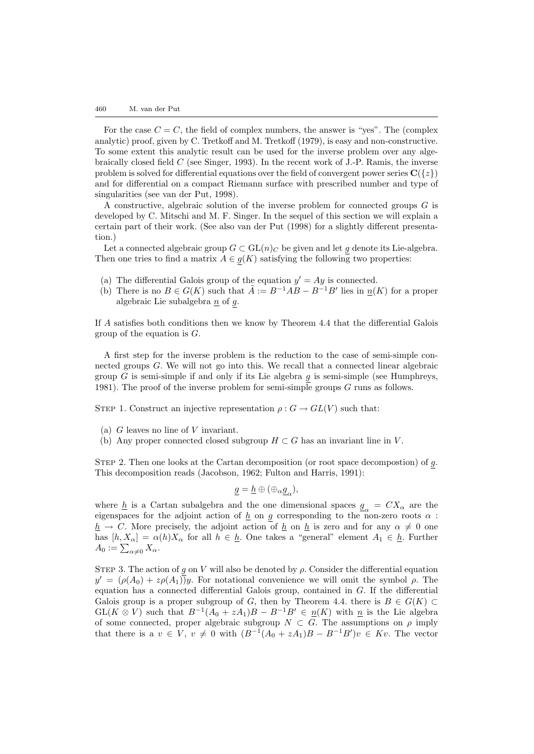For the case $C = \mathbf{C}$, the field of complex numbers, the answer is "yes". The (complex analytic) proof, given by C. Tretkoff and M. Tretkoff (1979), is easy and non-constructive. To some extent this analytic result can be used for the inverse problem over any algebraically closed field $C$ (see Singer, 1993). In the recent work of J.-P. Ramis, the inverse problem is solved for differential equations over the field of convergent power series $\mathbf{C}(\{z\})$ and for differential on a compact Riemann surface with prescribed number and type of singularities (see van der Put, 1998).

A constructive, algebraic solution of the inverse problem for connected groups $G$ is developed by C. Mitschi and M. F. Singer. In the sequel of this section we will explain a certain part of their work. (See also van der Put (1998) for a slightly different presentation.)

Let a connected algebraic group $G \subset \mathrm{GL}(n)_C$ be given and let $\underline{g}$ denote its Lie-algebra. Then one tries to find a matrix $A \in \underline{g}(K)$ satisfying the following two properties:

- (a) The differential Galois group of the equation $y' = Ay$ is connected.
- (b) There is no $B \in G(K)$ such that $\tilde{A} := B^{-1}AB - B^{-1}B'$ lies in $\underline{n}(K)$ for a proper algebraic Lie subalgebra $\underline{n}$ of $\underline{g}$.

If $A$ satisfies both conditions then we know by Theorem 4.4 that the differential Galois group of the equation is $G$.

A first step for the inverse problem is the reduction to the case of semi-simple connected groups $G$. We will not go into this. We recall that a connected linear algebraic group $G$ is semi-simple if and only if its Lie algebra $\underline{g}$ is semi-simple (see Humphreys, 1981). The proof of the inverse problem for semi-simple groups $G$ runs as follows.

STEP 1. Construct an injective representation $\rho : G \to GL(V)$ such that:

- (a) $G$ leaves no line of $V$ invariant.
- (b) Any proper connected closed subgroup $H \subset G$ has an invariant line in $V$.

STEP 2. Then one looks at the Cartan decomposition (or root space decompostion) of $\underline{g}$. This decomposition reads (Jacobson, 1962; Fulton and Harris, 1991):

$$\underline{g} = \underline{h} \oplus (\oplus_\alpha \underline{g}_\alpha),$$

where $\underline{h}$ is a Cartan subalgebra and the one dimensional spaces $\underline{g}_\alpha = CX_\alpha$ are the eigenspaces for the adjoint action of $\underline{h}$ on $\underline{g}$ corresponding to the non-zero roots $\alpha : \underline{h} \to C$. More precisely, the adjoint action of $\underline{h}$ on $\underline{h}$ is zero and for any $\alpha \neq 0$ one has $[h, X_\alpha] = \alpha(h)X_\alpha$ for all $h \in \underline{h}$. One takes a "general" element $A_1 \in \underline{h}$. Further $A_0 := \sum_{\alpha \neq 0} X_\alpha$.

STEP 3. The action of $\underline{g}$ on $V$ will also be denoted by $\rho$. Consider the differential equation $y' = (\rho(A_0) + z\rho(A_1))y$. For notational convenience we will omit the symbol $\rho$. The equation has a connected differential Galois group, contained in $G$. If the differential Galois group is a proper subgroup of $G$, then by Theorem 4.4. there is $B \in G(K) \subset \mathrm{GL}(K \otimes V)$ such that $B^{-1}(A_0 + zA_1)B - B^{-1}B' \in \underline{n}(K)$ with $\underline{n}$ is the Lie algebra of some connected, proper algebraic subgroup $N \subset G$. The assumptions on $\rho$ imply that there is a $v \in V$, $v \neq 0$ with $(B^{-1}(A_0 + zA_1)B - B^{-1}B')v \in Kv$. The vector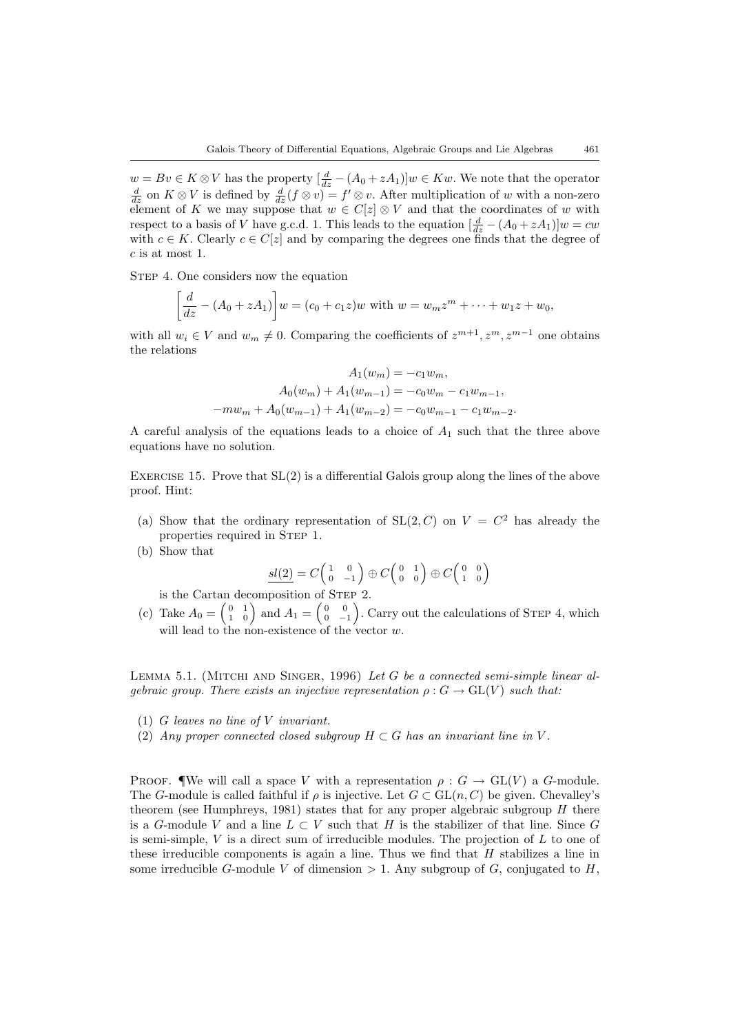$w = Bv \in K \otimes V$ has the property $[\frac{d}{dz} - (A_0 + zA_1)]w \in Kw$. We note that the operator $\frac{d}{dz}$ on $K \otimes V$ is defined by $\frac{d}{dz}(f \otimes v) = f' \otimes v$. After multiplication of $w$ with a non-zero element of $K$ we may suppose that $w \in C[z] \otimes V$ and that the coordinates of $w$ with respect to a basis of $V$ have g.c.d. 1. This leads to the equation $[\frac{d}{dz} - (A_0 + zA_1)]w = cw$ with $c \in K$. Clearly $c \in C[z]$ and by comparing the degrees one finds that the degree of $c$ is at most 1.

STEP 4. One considers now the equation

$$\left[\frac{d}{dz} - (A_0 + zA_1)\right]w = (c_0 + c_1 z)w \text{ with } w = w_m z^m + \cdots + w_1 z + w_0,$$

with all $w_i \in V$ and $w_m \neq 0$. Comparing the coefficients of $z^{m+1}, z^m, z^{m-1}$ one obtains the relations

$$A_1(w_m) = -c_1 w_m,$$
$$A_0(w_m) + A_1(w_{m-1}) = -c_0 w_m - c_1 w_{m-1},$$
$$-m w_m + A_0(w_{m-1}) + A_1(w_{m-2}) = -c_0 w_{m-1} - c_1 w_{m-2}.$$

A careful analysis of the equations leads to a choice of $A_1$ such that the three above equations have no solution.

EXERCISE 15. Prove that SL(2) is a differential Galois group along the lines of the above proof. Hint:

(a) Show that the ordinary representation of $\mathrm{SL}(2, C)$ on $V = C^2$ has already the properties required in STEP 1.

(b) Show that

$$\underline{sl(2)} = C\begin{pmatrix} 1 & 0 \\ 0 & -1 \end{pmatrix} \oplus C\begin{pmatrix} 0 & 1 \\ 0 & 0 \end{pmatrix} \oplus C\begin{pmatrix} 0 & 0 \\ 1 & 0 \end{pmatrix}$$

is the Cartan decomposition of STEP 2.

(c) Take $A_0 = \begin{pmatrix} 0 & 1 \\ 1 & 0 \end{pmatrix}$ and $A_1 = \begin{pmatrix} 0 & 0 \\ 0 & -1 \end{pmatrix}$. Carry out the calculations of STEP 4, which will lead to the non-existence of the vector $w$.

LEMMA 5.1. (MITCHI AND SINGER, 1996) *Let $G$ be a connected semi-simple linear algebraic group. There exists an injective representation $\rho : G \to \mathrm{GL}(V)$ such that:*

1. *$G$ leaves no line of $V$ invariant.*
2. *Any proper connected closed subgroup $H \subset G$ has an invariant line in $V$.*

PROOF. ¶We will call a space $V$ with a representation $\rho : G \to \mathrm{GL}(V)$ a $G$-module. The $G$-module is called faithful if $\rho$ is injective. Let $G \subset \mathrm{GL}(n, C)$ be given. Chevalley's theorem (see Humphreys, 1981) states that for any proper algebraic subgroup $H$ there is a $G$-module $V$ and a line $L \subset V$ such that $H$ is the stabilizer of that line. Since $G$ is semi-simple, $V$ is a direct sum of irreducible modules. The projection of $L$ to one of these irreducible components is again a line. Thus we find that $H$ stabilizes a line in some irreducible $G$-module $V$ of dimension $> 1$. Any subgroup of $G$, conjugated to $H$,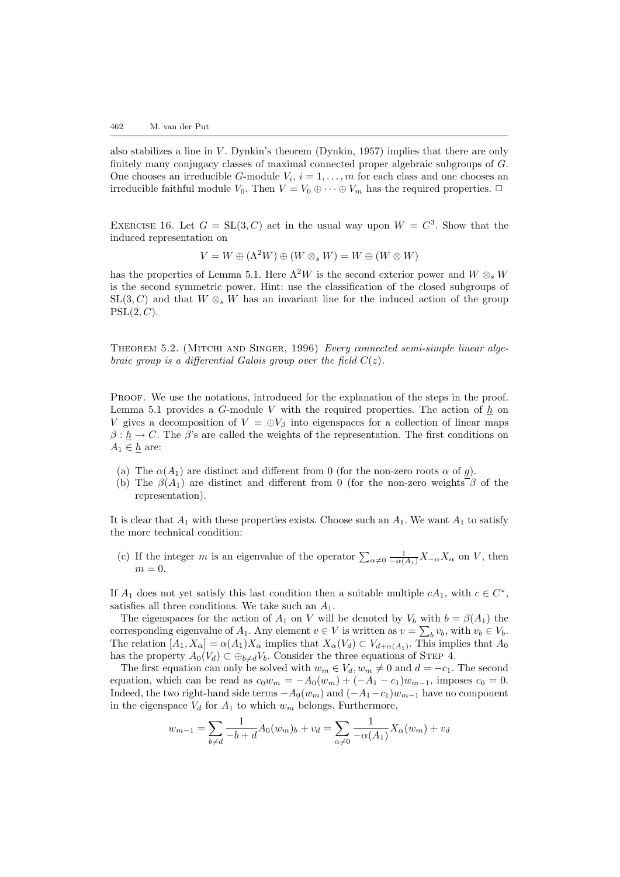also stabilizes a line in $V$. Dynkin's theorem (Dynkin, 1957) implies that there are only finitely many conjugacy classes of maximal connected proper algebraic subgroups of $G$. One chooses an irreducible $G$-module $V_i$, $i = 1, \ldots, m$ for each class and one chooses an irreducible faithful module $V_0$. Then $V = V_0 \oplus \cdots \oplus V_m$ has the required properties. □

Exercise 16. Let $G = \mathrm{SL}(3, C)$ act in the usual way upon $W = C^3$. Show that the induced representation on

$$V = W \oplus (\Lambda^2 W) \oplus (W \otimes_s W) = W \oplus (W \otimes W)$$

has the properties of Lemma 5.1. Here $\Lambda^2 W$ is the second exterior power and $W \otimes_s W$ is the second symmetric power. Hint: use the classification of the closed subgroups of $\mathrm{SL}(3, C)$ and that $W \otimes_s W$ has an invariant line for the induced action of the group $\mathrm{PSL}(2, C)$.

Theorem 5.2. (Mitchi and Singer, 1996) *Every connected semi-simple linear algebraic group is a differential Galois group over the field* $C(z)$.

Proof. We use the notations, introduced for the explanation of the steps in the proof. Lemma 5.1 provides a $G$-module $V$ with the required properties. The action of $\underline{h}$ on $V$ gives a decomposition of $V = \oplus V_\beta$ into eigenspaces for a collection of linear maps $\beta : \underline{h} \to C$. The $\beta$'s are called the weights of the representation. The first conditions on $A_1 \in \underline{h}$ are:

(a) The $\alpha(A_1)$ are distinct and different from 0 (for the non-zero roots $\alpha$ of $\underline{g}$).
(b) The $\beta(A_1)$ are distinct and different from 0 (for the non-zero weights $\beta$ of the representation).

It is clear that $A_1$ with these properties exists. Choose such an $A_1$. We want $A_1$ to satisfy the more technical condition:

(c) If the integer $m$ is an eigenvalue of the operator $\sum_{\alpha \neq 0} \frac{1}{-\alpha(A_1)} X_{-\alpha} X_\alpha$ on $V$, then $m = 0$.

If $A_1$ does not yet satisfy this last condition then a suitable multiple $cA_1$, with $c \in C^*$, satisfies all three conditions. We take such an $A_1$.

The eigenspaces for the action of $A_1$ on $V$ will be denoted by $V_b$ with $b = \beta(A_1)$ the corresponding eigenvalue of $A_1$. Any element $v \in V$ is written as $v = \sum_b v_b$, with $v_b \in V_b$. The relation $[A_1, X_\alpha] = \alpha(A_1) X_\alpha$ implies that $X_\alpha(V_d) \subset V_{d+\alpha(A_1)}$. This implies that $A_0$ has the property $A_0(V_d) \subset \oplus_{b \neq d} V_b$. Consider the three equations of Step 4.

The first equation can only be solved with $w_m \in V_d, w_m \neq 0$ and $d = -c_1$. The second equation, which can be read as $c_0 w_m = -A_0(w_m) + (-A_1 - c_1) w_{m-1}$, imposes $c_0 = 0$. Indeed, the two right-hand side terms $-A_0(w_m)$ and $(-A_1 - c_1) w_{m-1}$ have no component in the eigenspace $V_d$ for $A_1$ to which $w_m$ belongs. Furthermore,

$$w_{m-1} = \sum_{b \neq d} \frac{1}{-b + d} A_0(w_m)_b + v_d = \sum_{\alpha \neq 0} \frac{1}{-\alpha(A_1)} X_\alpha(w_m) + v_d$$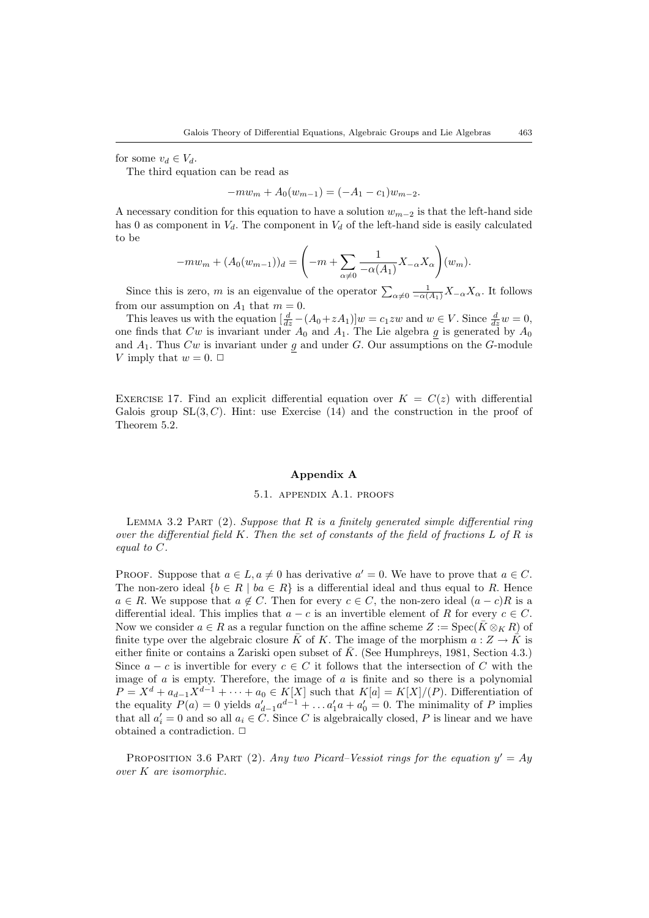for some $v_d \in V_d$.

The third equation can be read as

$$-mw_m + A_0(w_{m-1}) = (-A_1 - c_1)w_{m-2}.$$

A necessary condition for this equation to have a solution $w_{m-2}$ is that the left-hand side has 0 as component in $V_d$. The component in $V_d$ of the left-hand side is easily calculated to be

$$-mw_m + (A_0(w_{m-1}))_d = \left(-m + \sum_{\alpha \neq 0} \frac{1}{-\alpha(A_1)} X_{-\alpha} X_\alpha\right)(w_m).$$

Since this is zero, $m$ is an eigenvalue of the operator $\sum_{\alpha \neq 0} \frac{1}{-\alpha(A_1)} X_{-\alpha} X_\alpha$. It follows from our assumption on $A_1$ that $m = 0$.

This leaves us with the equation $[\frac{d}{dz} - (A_0 + zA_1)]w = c_1 zw$ and $w \in V$. Since $\frac{d}{dz} w = 0$, one finds that $Cw$ is invariant under $A_0$ and $A_1$. The Lie algebra $\underline{g}$ is generated by $A_0$ and $A_1$. Thus $Cw$ is invariant under $\underline{g}$ and under $G$. Our assumptions on the $G$-module $V$ imply that $w = 0$. □

Exercise 17. Find an explicit differential equation over $K = C(z)$ with differential Galois group $\mathrm{SL}(3, C)$. Hint: use Exercise (14) and the construction in the proof of Theorem 5.2.

## Appendix A

### 5.1. appendix A.1. proofs

Lemma 3.2 Part (2). *Suppose that $R$ is a finitely generated simple differential ring over the differential field $K$. Then the set of constants of the field of fractions $L$ of $R$ is equal to $C$.*

Proof. Suppose that $a \in L, a \neq 0$ has derivative $a' = 0$. We have to prove that $a \in C$. The non-zero ideal $\{b \in R \mid ba \in R\}$ is a differential ideal and thus equal to $R$. Hence $a \in R$. We suppose that $a \notin C$. Then for every $c \in C$, the non-zero ideal $(a - c)R$ is a differential ideal. This implies that $a - c$ is an invertible element of $R$ for every $c \in C$. Now we consider $a \in R$ as a regular function on the affine scheme $Z := \mathrm{Spec}(\bar{K} \otimes_K R)$ of finite type over the algebraic closure $\bar{K}$ of $K$. The image of the morphism $a : Z \to \bar{K}$ is either finite or contains a Zariski open subset of $\bar{K}$. (See Humphreys, 1981, Section 4.3.) Since $a - c$ is invertible for every $c \in C$ it follows that the intersection of $C$ with the image of $a$ is empty. Therefore, the image of $a$ is finite and so there is a polynomial $P = X^d + a_{d-1}X^{d-1} + \cdots + a_0 \in K[X]$ such that $K[a] = K[X]/(P)$. Differentiation of the equality $P(a) = 0$ yields $a'_{d-1}a^{d-1} + \ldots a'_1 a + a'_0 = 0$. The minimality of $P$ implies that all $a'_i = 0$ and so all $a_i \in C$. Since $C$ is algebraically closed, $P$ is linear and we have obtained a contradiction. □

Proposition 3.6 Part (2). *Any two Picard–Vessiot rings for the equation $y' = Ay$ over $K$ are isomorphic.*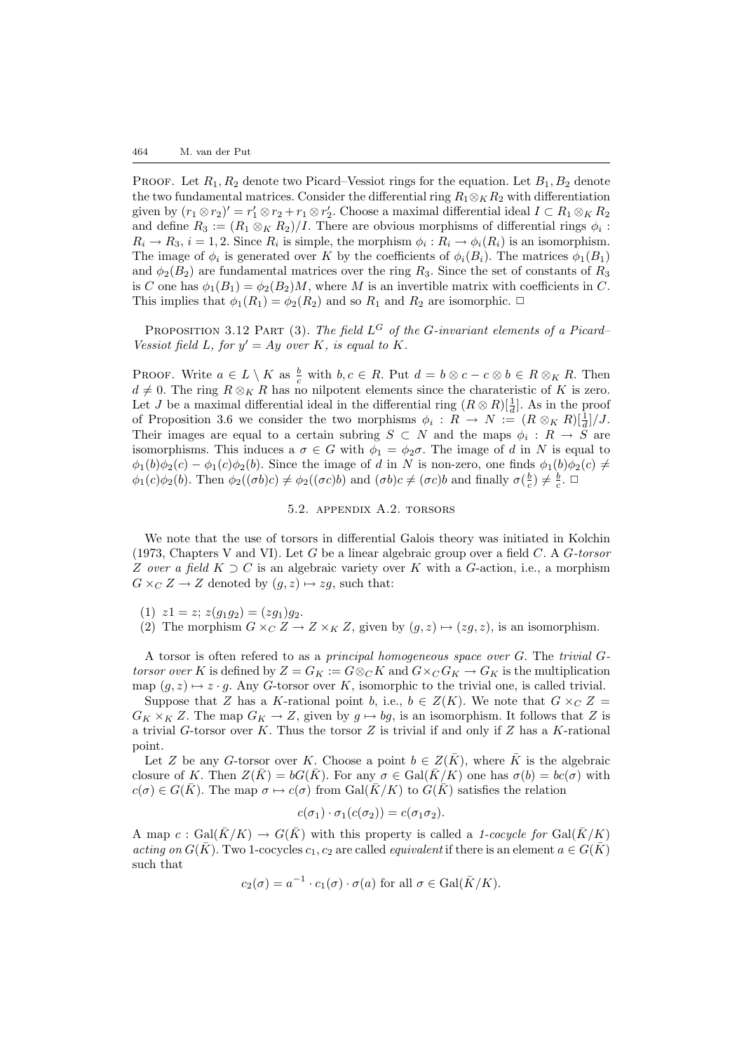Proof. Let $R_1, R_2$ denote two Picard–Vessiot rings for the equation. Let $B_1, B_2$ denote the two fundamental matrices. Consider the differential ring $R_1 \otimes_K R_2$ with differentiation given by $(r_1 \otimes r_2)' = r_1' \otimes r_2 + r_1 \otimes r_2'$. Choose a maximal differential ideal $I \subset R_1 \otimes_K R_2$ and define $R_3 := (R_1 \otimes_K R_2)/I$. There are obvious morphisms of differential rings $\phi_i : R_i \to R_3$, $i = 1, 2$. Since $R_i$ is simple, the morphism $\phi_i : R_i \to \phi_i(R_i)$ is an isomorphism. The image of $\phi_i$ is generated over $K$ by the coefficients of $\phi_i(B_i)$. The matrices $\phi_1(B_1)$ and $\phi_2(B_2)$ are fundamental matrices over the ring $R_3$. Since the set of constants of $R_3$ is $C$ one has $\phi_1(B_1) = \phi_2(B_2)M$, where $M$ is an invertible matrix with coefficients in $C$. This implies that $\phi_1(R_1) = \phi_2(R_2)$ and so $R_1$ and $R_2$ are isomorphic. □

Proposition 3.12 Part (3). *The field $L^G$ of the $G$-invariant elements of a Picard–Vessiot field $L$, for $y' = Ay$ over $K$, is equal to $K$.*

Proof. Write $a \in L \setminus K$ as $\frac{b}{c}$ with $b, c \in R$. Put $d = b \otimes c - c \otimes b \in R \otimes_K R$. Then $d \neq 0$. The ring $R \otimes_K R$ has no nilpotent elements since the charateristic of $K$ is zero. Let $J$ be a maximal differential ideal in the differential ring $(R \otimes R)[\frac{1}{d}]$. As in the proof of Proposition 3.6 we consider the two morphisms $\phi_i : R \to N := (R \otimes_K R)[\frac{1}{d}]/J$. Their images are equal to a certain subring $S \subset N$ and the maps $\phi_i : R \to S$ are isomorphisms. This induces a $\sigma \in G$ with $\phi_1 = \phi_2 \sigma$. The image of $d$ in $N$ is equal to $\phi_1(b)\phi_2(c) - \phi_1(c)\phi_2(b)$. Since the image of $d$ in $N$ is non-zero, one finds $\phi_1(b)\phi_2(c) \neq \phi_1(c)\phi_2(b)$. Then $\phi_2((\sigma b)c) \neq \phi_2((\sigma c)b)$ and $(\sigma b)c \neq (\sigma c)b$ and finally $\sigma(\frac{b}{c}) \neq \frac{b}{c}$. □

## 5.2. Appendix A.2. Torsors

We note that the use of torsors in differential Galois theory was initiated in Kolchin (1973, Chapters V and VI). Let $G$ be a linear algebraic group over a field $C$. A *$G$-torsor $Z$ over a field $K \supset C$* is an algebraic variety over $K$ with a $G$-action, i.e., a morphism $G \times_C Z \to Z$ denoted by $(g, z) \mapsto zg$, such that:

(1) $z1 = z$; $z(g_1 g_2) = (zg_1)g_2$.
(2) The morphism $G \times_C Z \to Z \times_K Z$, given by $(g, z) \mapsto (zg, z)$, is an isomorphism.

A torsor is often refered to as a *principal homogeneous space over $G$*. The *trivial $G$-torsor over $K$* is defined by $Z = G_K := G \otimes_C K$ and $G \times_C G_K \to G_K$ is the multiplication map $(g, z) \mapsto z \cdot g$. Any $G$-torsor over $K$, isomorphic to the trivial one, is called trivial.

Suppose that $Z$ has a $K$-rational point $b$, i.e., $b \in Z(K)$. We note that $G \times_C Z = G_K \times_K Z$. The map $G_K \to Z$, given by $g \mapsto bg$, is an isomorphism. It follows that $Z$ is a trivial $G$-torsor over $K$. Thus the torsor $Z$ is trivial if and only if $Z$ has a $K$-rational point.

Let $Z$ be any $G$-torsor over $K$. Choose a point $b \in Z(\bar{K})$, where $\bar{K}$ is the algebraic closure of $K$. Then $Z(\bar{K}) = bG(\bar{K})$. For any $\sigma \in \mathrm{Gal}(\bar{K}/K)$ one has $\sigma(b) = bc(\sigma)$ with $c(\sigma) \in G(\bar{K})$. The map $\sigma \mapsto c(\sigma)$ from $\mathrm{Gal}(\bar{K}/K)$ to $G(\bar{K})$ satisfies the relation

$$c(\sigma_1) \cdot \sigma_1(c(\sigma_2)) = c(\sigma_1 \sigma_2).$$

A map $c : \mathrm{Gal}(\bar{K}/K) \to G(\bar{K})$ with this property is called a *1-cocycle for* $\mathrm{Gal}(\bar{K}/K)$ *acting on* $G(\bar{K})$. Two 1-cocycles $c_1, c_2$ are called *equivalent* if there is an element $a \in G(\bar{K})$ such that

$$c_2(\sigma) = a^{-1} \cdot c_1(\sigma) \cdot \sigma(a) \text{ for all } \sigma \in \mathrm{Gal}(\bar{K}/K).$$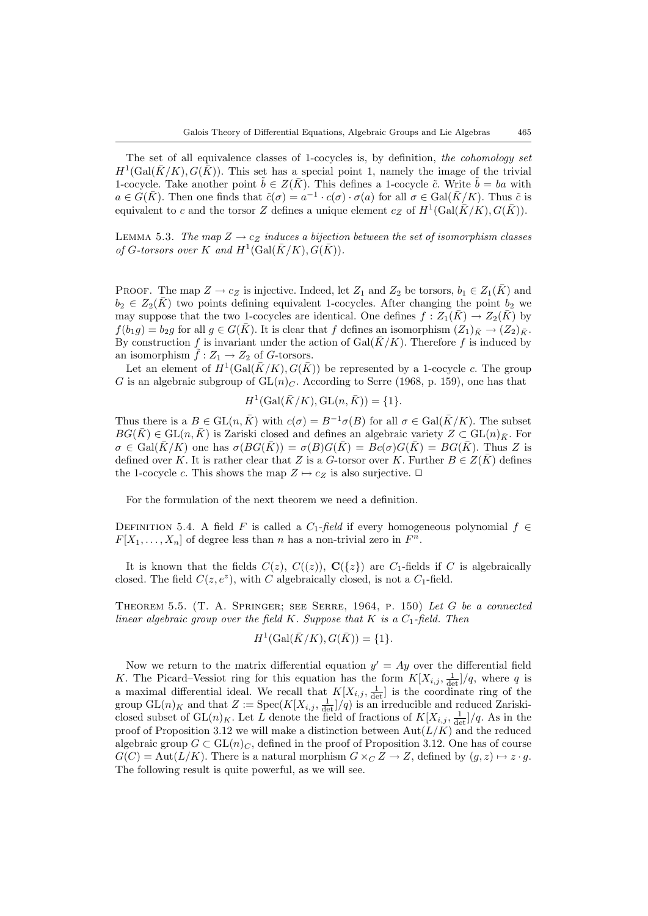The set of all equivalence classes of 1-cocycles is, by definition, *the cohomology set* $H^1(\mathrm{Gal}(\bar{K}/K), G(\bar{K}))$. This set has a special point 1, namely the image of the trivial 1-cocycle. Take another point $\tilde{b} \in Z(\bar{K})$. This defines a 1-cocycle $\tilde{c}$. Write $\tilde{b} = ba$ with $a \in G(\bar{K})$. Then one finds that $\tilde{c}(\sigma) = a^{-1} \cdot c(\sigma) \cdot \sigma(a)$ for all $\sigma \in \mathrm{Gal}(\bar{K}/K)$. Thus $\tilde{c}$ is equivalent to $c$ and the torsor $Z$ defines a unique element $c_Z$ of $H^1(\mathrm{Gal}(\bar{K}/K), G(\bar{K}))$.

Lemma 5.3. *The map $Z \to c_Z$ induces a bijection between the set of isomorphism classes of $G$-torsors over $K$ and $H^1(\mathrm{Gal}(\bar{K}/K), G(\bar{K}))$.*

Proof. The map $Z \to c_Z$ is injective. Indeed, let $Z_1$ and $Z_2$ be torsors, $b_1 \in Z_1(\bar{K})$ and $b_2 \in Z_2(\bar{K})$ two points defining equivalent 1-cocycles. After changing the point $b_2$ we may suppose that the two 1-cocycles are identical. One defines $f : Z_1(\bar{K}) \to Z_2(\bar{K})$ by $f(b_1 g) = b_2 g$ for all $g \in G(\bar{K})$. It is clear that $f$ defines an isomorphism $(Z_1)_{\bar{K}} \to (Z_2)_{\bar{K}}$. By construction $f$ is invariant under the action of $\mathrm{Gal}(\bar{K}/K)$. Therefore $f$ is induced by an isomorphism $\tilde{f} : Z_1 \to Z_2$ of $G$-torsors.

Let an element of $H^1(\mathrm{Gal}(\bar{K}/K), G(\bar{K}))$ be represented by a 1-cocycle $c$. The group $G$ is an algebraic subgroup of $\mathrm{GL}(n)_C$. According to Serre (1968, p. 159), one has that

$$H^1(\mathrm{Gal}(\bar{K}/K), \mathrm{GL}(n, \bar{K})) = \{1\}.$$

Thus there is a $B \in \mathrm{GL}(n, \bar{K})$ with $c(\sigma) = B^{-1}\sigma(B)$ for all $\sigma \in \mathrm{Gal}(\bar{K}/K)$. The subset $BG(\bar{K}) \in \mathrm{GL}(n, \bar{K})$ is Zariski closed and defines an algebraic variety $Z \subset \mathrm{GL}(n)_{\bar{K}}$. For $\sigma \in \mathrm{Gal}(\bar{K}/K)$ one has $\sigma(BG(\bar{K})) = \sigma(B)G(\bar{K}) = Bc(\sigma)G(\bar{K}) = BG(\bar{K})$. Thus $Z$ is defined over $K$. It is rather clear that $Z$ is a $G$-torsor over $K$. Further $B \in Z(\bar{K})$ defines the 1-cocycle $c$. This shows the map $Z \mapsto c_Z$ is also surjective. $\square$

For the formulation of the next theorem we need a definition.

Definition 5.4. A field $F$ is called a *$C_1$-field* if every homogeneous polynomial $f \in F[X_1, \ldots, X_n]$ of degree less than $n$ has a non-trivial zero in $F^n$.

It is known that the fields $C(z)$, $C((z))$, $\mathbf{C}(\{z\})$ are $C_1$-fields if $C$ is algebraically closed. The field $C(z, e^z)$, with $C$ algebraically closed, is not a $C_1$-field.

Theorem 5.5. (T. A. Springer; see Serre, 1964, p. 150) *Let $G$ be a connected linear algebraic group over the field $K$. Suppose that $K$ is a $C_1$-field. Then*

$$H^1(\mathrm{Gal}(\bar{K}/K), G(\bar{K})) = \{1\}.$$

Now we return to the matrix differential equation $y' = Ay$ over the differential field $K$. The Picard–Vessiot ring for this equation has the form $K[X_{i,j}, \frac{1}{\det}]/q$, where $q$ is a maximal differential ideal. We recall that $K[X_{i,j}, \frac{1}{\det}]$ is the coordinate ring of the group $\mathrm{GL}(n)_K$ and that $Z := \mathrm{Spec}(K[X_{i,j}, \frac{1}{\det}]/q)$ is an irreducible and reduced Zariski-closed subset of $\mathrm{GL}(n)_K$. Let $L$ denote the field of fractions of $K[X_{i,j}, \frac{1}{\det}]/q$. As in the proof of Proposition 3.12 we will make a distinction between $\mathrm{Aut}(L/K)$ and the reduced algebraic group $G \subset \mathrm{GL}(n)_C$, defined in the proof of Proposition 3.12. One has of course $G(C) = \mathrm{Aut}(L/K)$. There is a natural morphism $G \times_C Z \to Z$, defined by $(g, z) \mapsto z \cdot g$. The following result is quite powerful, as we will see.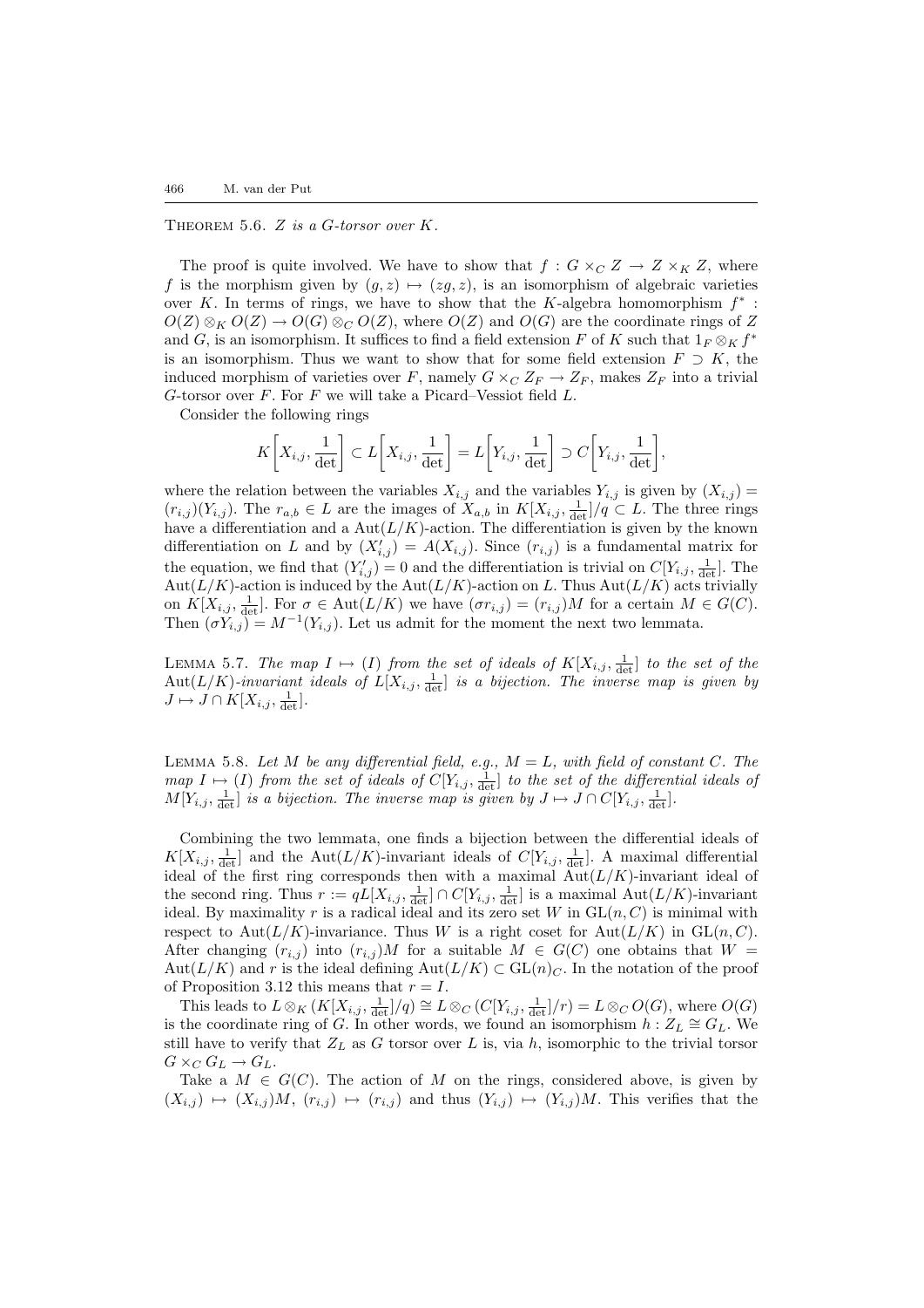Theorem 5.6. *$Z$ is a $G$-torsor over $K$.*

The proof is quite involved. We have to show that $f : G \times_C Z \to Z \times_K Z$, where $f$ is the morphism given by $(g, z) \mapsto (zg, z)$, is an isomorphism of algebraic varieties over $K$. In terms of rings, we have to show that the $K$-algebra homomorphism $f^* : O(Z) \otimes_K O(Z) \to O(G) \otimes_C O(Z)$, where $O(Z)$ and $O(G)$ are the coordinate rings of $Z$ and $G$, is an isomorphism. It suffices to find a field extension $F$ of $K$ such that $1_F \otimes_K f^*$ is an isomorphism. Thus we want to show that for some field extension $F \supset K$, the induced morphism of varieties over $F$, namely $G \times_C Z_F \to Z_F$, makes $Z_F$ into a trivial $G$-torsor over $F$. For $F$ we will take a Picard–Vessiot field $L$.

Consider the following rings

$$K\left[X_{i,j}, \frac{1}{\det}\right] \subset L\left[X_{i,j}, \frac{1}{\det}\right] = L\left[Y_{i,j}, \frac{1}{\det}\right] \supset C\left[Y_{i,j}, \frac{1}{\det}\right],$$

where the relation between the variables $X_{i,j}$ and the variables $Y_{i,j}$ is given by $(X_{i,j}) = (r_{i,j})(Y_{i,j})$. The $r_{a,b} \in L$ are the images of $X_{a,b}$ in $K[X_{i,j}, \frac{1}{\det}]/q \subset L$. The three rings have a differentiation and a $\mathrm{Aut}(L/K)$-action. The differentiation is given by the known differentiation on $L$ and by $(X'_{i,j}) = A(X_{i,j})$. Since $(r_{i,j})$ is a fundamental matrix for the equation, we find that $(Y'_{i,j}) = 0$ and the differentiation is trivial on $C[Y_{i,j}, \frac{1}{\det}]$. The $\mathrm{Aut}(L/K)$-action is induced by the $\mathrm{Aut}(L/K)$-action on $L$. Thus $\mathrm{Aut}(L/K)$ acts trivially on $K[X_{i,j}, \frac{1}{\det}]$. For $\sigma \in \mathrm{Aut}(L/K)$ we have $(\sigma r_{i,j}) = (r_{i,j})M$ for a certain $M \in G(C)$. Then $(\sigma Y_{i,j}) = M^{-1}(Y_{i,j})$. Let us admit for the moment the next two lemmata.

Lemma 5.7. *The map $I \mapsto (I)$ from the set of ideals of $K[X_{i,j}, \frac{1}{\det}]$ to the set of the $\mathrm{Aut}(L/K)$-invariant ideals of $L[X_{i,j}, \frac{1}{\det}]$ is a bijection. The inverse map is given by $J \mapsto J \cap K[X_{i,j}, \frac{1}{\det}]$.*

Lemma 5.8. *Let $M$ be any differential field, e.g., $M = L$, with field of constant $C$. The map $I \mapsto (I)$ from the set of ideals of $C[Y_{i,j}, \frac{1}{\det}]$ to the set of the differential ideals of $M[Y_{i,j}, \frac{1}{\det}]$ is a bijection. The inverse map is given by $J \mapsto J \cap C[Y_{i,j}, \frac{1}{\det}]$.*

Combining the two lemmata, one finds a bijection between the differential ideals of $K[X_{i,j}, \frac{1}{\det}]$ and the $\mathrm{Aut}(L/K)$-invariant ideals of $C[Y_{i,j}, \frac{1}{\det}]$. A maximal differential ideal of the first ring corresponds then with a maximal $\mathrm{Aut}(L/K)$-invariant ideal of the second ring. Thus $r := qL[X_{i,j}, \frac{1}{\det}] \cap C[Y_{i,j}, \frac{1}{\det}]$ is a maximal $\mathrm{Aut}(L/K)$-invariant ideal. By maximality $r$ is a radical ideal and its zero set $W$ in $\mathrm{GL}(n, C)$ is minimal with respect to $\mathrm{Aut}(L/K)$-invariance. Thus $W$ is a right coset for $\mathrm{Aut}(L/K)$ in $\mathrm{GL}(n, C)$. After changing $(r_{i,j})$ into $(r_{i,j})M$ for a suitable $M \in G(C)$ one obtains that $W = \mathrm{Aut}(L/K)$ and $r$ is the ideal defining $\mathrm{Aut}(L/K) \subset \mathrm{GL}(n)_C$. In the notation of the proof of Proposition 3.12 this means that $r = I$.

This leads to $L \otimes_K (K[X_{i,j}, \frac{1}{\det}]/q) \cong L \otimes_C (C[Y_{i,j}, \frac{1}{\det}]/r) = L \otimes_C O(G)$, where $O(G)$ is the coordinate ring of $G$. In other words, we found an isomorphism $h : Z_L \cong G_L$. We still have to verify that $Z_L$ as $G$ torsor over $L$ is, via $h$, isomorphic to the trivial torsor $G \times_C G_L \to G_L$.

Take a $M \in G(C)$. The action of $M$ on the rings, considered above, is given by $(X_{i,j}) \mapsto (X_{i,j})M$, $(r_{i,j}) \mapsto (r_{i,j})$ and thus $(Y_{i,j}) \mapsto (Y_{i,j})M$. This verifies that the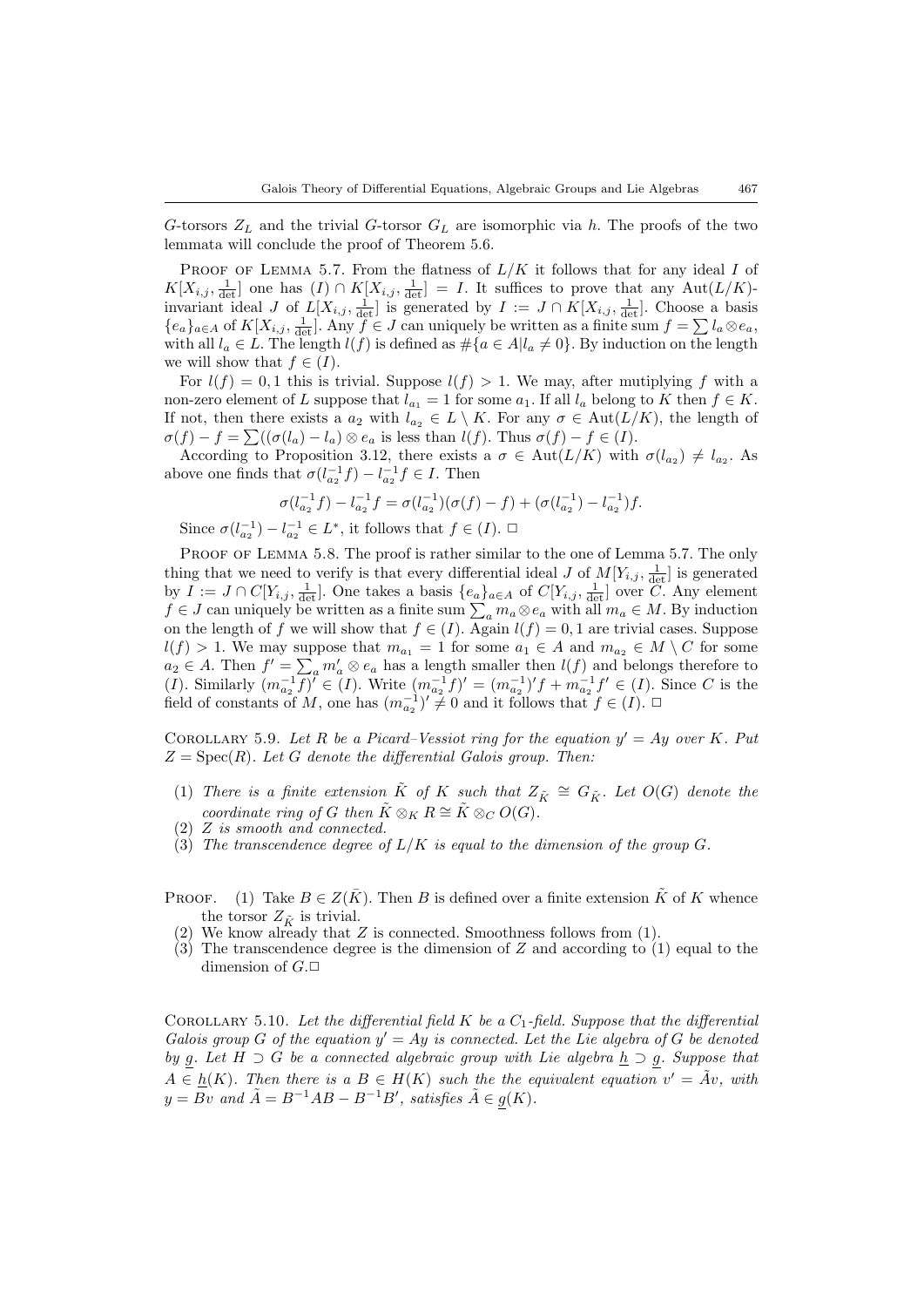$G$-torsors $Z_L$ and the trivial $G$-torsor $G_L$ are isomorphic via $h$. The proofs of the two lemmata will conclude the proof of Theorem 5.6.

Proof of Lemma 5.7. From the flatness of $L/K$ it follows that for any ideal $I$ of $K[X_{i,j}, \frac{1}{\det}]$ one has $(I) \cap K[X_{i,j}, \frac{1}{\det}] = I$. It suffices to prove that any $\mathrm{Aut}(L/K)$-invariant ideal $J$ of $L[X_{i,j}, \frac{1}{\det}]$ is generated by $I := J \cap K[X_{i,j}, \frac{1}{\det}]$. Choose a basis $\{e_a\}_{a \in A}$ of $K[X_{i,j}, \frac{1}{\det}]$. Any $f \in J$ can uniquely be written as a finite sum $f = \sum l_a \otimes e_a$, with all $l_a \in L$. The length $l(f)$ is defined as $\#\{a \in A | l_a \neq 0\}$. By induction on the length we will show that $f \in (I)$.

For $l(f) = 0, 1$ this is trivial. Suppose $l(f) > 1$. We may, after mutiplying $f$ with a non-zero element of $L$ suppose that $l_{a_1} = 1$ for some $a_1$. If all $l_a$ belong to $K$ then $f \in K$. If not, then there exists a $a_2$ with $l_{a_2} \in L \setminus K$. For any $\sigma \in \mathrm{Aut}(L/K)$, the length of $\sigma(f) - f = \sum ((\sigma(l_a) - l_a) \otimes e_a$ is less than $l(f)$. Thus $\sigma(f) - f \in (I)$.

According to Proposition 3.12, there exists a $\sigma \in \mathrm{Aut}(L/K)$ with $\sigma(l_{a_2}) \neq l_{a_2}$. As above one finds that $\sigma(l_{a_2}^{-1} f) - l_{a_2}^{-1} f \in I$. Then

$$\sigma(l_{a_2}^{-1} f) - l_{a_2}^{-1} f = \sigma(l_{a_2}^{-1})(\sigma(f) - f) + (\sigma(l_{a_2}^{-1}) - l_{a_2}^{-1}) f.$$

Since $\sigma(l_{a_2}^{-1}) - l_{a_2}^{-1} \in L^*$, it follows that $f \in (I)$. □

Proof of Lemma 5.8. The proof is rather similar to the one of Lemma 5.7. The only thing that we need to verify is that every differential ideal $J$ of $M[Y_{i,j}, \frac{1}{\det}]$ is generated by $I := J \cap C[Y_{i,j}, \frac{1}{\det}]$. One takes a basis $\{e_a\}_{a \in A}$ of $C[Y_{i,j}, \frac{1}{\det}]$ over $C$. Any element $f \in J$ can uniquely be written as a finite sum $\sum_a m_a \otimes e_a$ with all $m_a \in M$. By induction on the length of $f$ we will show that $f \in (I)$. Again $l(f) = 0, 1$ are trivial cases. Suppose $l(f) > 1$. We may suppose that $m_{a_1} = 1$ for some $a_1 \in A$ and $m_{a_2} \in M \setminus C$ for some $a_2 \in A$. Then $f' = \sum_a m'_a \otimes e_a$ has a length smaller then $l(f)$ and belongs therefore to $(I)$. Similarly $(m_{a_2}^{-1} f)' \in (I)$. Write $(m_{a_2}^{-1} f)' = (m_{a_2}^{-1})' f + m_{a_2}^{-1} f' \in (I)$. Since $C$ is the field of constants of $M$, one has $(m_{a_2}^{-1})' \neq 0$ and it follows that $f \in (I)$. □

Corollary 5.9. *Let $R$ be a Picard–Vessiot ring for the equation $y' = Ay$ over $K$. Put $Z = \mathrm{Spec}(R)$. Let $G$ denote the differential Galois group. Then:*

1. *There is a finite extension $\tilde{K}$ of $K$ such that $Z_{\tilde{K}} \cong G_{\tilde{K}}$. Let $O(G)$ denote the coordinate ring of $G$ then $\tilde{K} \otimes_K R \cong \tilde{K} \otimes_C O(G)$.*
2. *$Z$ is smooth and connected.*
3. *The transcendence degree of $L/K$ is equal to the dimension of the group $G$.*

Proof.
1. Take $B \in Z(\bar{K})$. Then $B$ is defined over a finite extension $\tilde{K}$ of $K$ whence the torsor $Z_{\tilde{K}}$ is trivial.
2. We know already that $Z$ is connected. Smoothness follows from (1).
3. The transcendence degree is the dimension of $Z$ and according to (1) equal to the dimension of $G$. □

Corollary 5.10. *Let the differential field $K$ be a $C_1$-field. Suppose that the differential Galois group $G$ of the equation $y' = Ay$ is connected. Let the Lie algebra of $G$ be denoted by $\underline{g}$. Let $H \supset G$ be a connected algebraic group with Lie algebra $\underline{h} \supset \underline{g}$. Suppose that $A \in \underline{h}(K)$. Then there is a $B \in H(K)$ such the the equivalent equation $v' = \tilde{A} v$, with $y = Bv$ and $\tilde{A} = B^{-1} A B - B^{-1} B'$, satisfies $\tilde{A} \in \underline{g}(K)$.*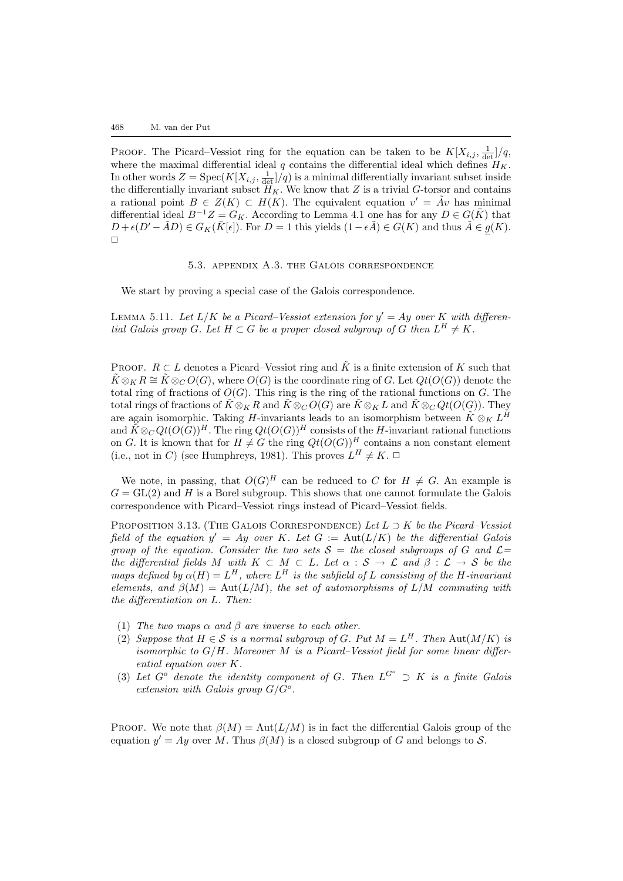PROOF. The Picard–Vessiot ring for the equation can be taken to be $K[X_{i,j}, \frac{1}{\det}]/q$, where the maximal differential ideal $q$ contains the differential ideal which defines $H_K$. In other words $Z = \mathrm{Spec}(K[X_{i,j}, \frac{1}{\det}]/q)$ is a minimal differentially invariant subset inside the differentially invariant subset $H_K$. We know that $Z$ is a trivial $G$-torsor and contains a rational point $B \in Z(K) \subset H(K)$. The equivalent equation $v' = \tilde{A}v$ has minimal differential ideal $B^{-1}Z = G_K$. According to Lemma 4.1 one has for any $D \in G(\bar{K})$ that $D + \epsilon(D' - \tilde{A}D) \in G_K(\bar{K}[\epsilon])$. For $D = 1$ this yields $(1 - \epsilon\tilde{A}) \in G(K)$ and thus $\tilde{A} \in \underline{g}(K)$. □

## 5.3. APPENDIX A.3. THE GALOIS CORRESPONDENCE

We start by proving a special case of the Galois correspondence.

LEMMA 5.11. *Let $L/K$ be a Picard–Vessiot extension for $y' = Ay$ over $K$ with differential Galois group $G$. Let $H \subset G$ be a proper closed subgroup of $G$ then $L^H \neq K$.*

PROOF. $R \subset L$ denotes a Picard–Vessiot ring and $\tilde{K}$ is a finite extension of $K$ such that $\tilde{K} \otimes_K R \cong \tilde{K} \otimes_C O(G)$, where $O(G)$ is the coordinate ring of $G$. Let $Qt(O(G))$ denote the total ring of fractions of $O(G)$. This ring is the ring of the rational functions on $G$. The total rings of fractions of $\tilde{K} \otimes_K R$ and $\tilde{K} \otimes_C O(G)$ are $\tilde{K} \otimes_K L$ and $\tilde{K} \otimes_C Qt(O(G))$. They are again isomorphic. Taking $H$-invariants leads to an isomorphism between $\tilde{K} \otimes_K L^H$ and $\tilde{K} \otimes_C Qt(O(G))^H$. The ring $Qt(O(G))^H$ consists of the $H$-invariant rational functions on $G$. It is known that for $H \neq G$ the ring $Qt(O(G))^H$ contains a non constant element (i.e., not in $C$) (see Humphreys, 1981). This proves $L^H \neq K$. □

We note, in passing, that $O(G)^H$ can be reduced to $C$ for $H \neq G$. An example is $G = \mathrm{GL}(2)$ and $H$ is a Borel subgroup. This shows that one cannot formulate the Galois correspondence with Picard–Vessiot rings instead of Picard–Vessiot fields.

PROPOSITION 3.13. (THE GALOIS CORRESPONDENCE) *Let $L \supset K$ be the Picard–Vessiot field of the equation $y' = Ay$ over $K$. Let $G := \mathrm{Aut}(L/K)$ be the differential Galois group of the equation. Consider the two sets $\mathcal{S}$ = the closed subgroups of $G$ and $\mathcal{L}$= the differential fields $M$ with $K \subset M \subset L$. Let $\alpha : \mathcal{S} \to \mathcal{L}$ and $\beta : \mathcal{L} \to \mathcal{S}$ be the maps defined by $\alpha(H) = L^H$, where $L^H$ is the subfield of $L$ consisting of the $H$-invariant elements, and $\beta(M) = \mathrm{Aut}(L/M)$, the set of automorphisms of $L/M$ commuting with the differentiation on $L$. Then:*

1. *The two maps $\alpha$ and $\beta$ are inverse to each other.*
2. *Suppose that $H \in \mathcal{S}$ is a normal subgroup of $G$. Put $M = L^H$. Then $\mathrm{Aut}(M/K)$ is isomorphic to $G/H$. Moreover $M$ is a Picard–Vessiot field for some linear differential equation over $K$.*
3. *Let $G^o$ denote the identity component of $G$. Then $L^{G^o} \supset K$ is a finite Galois extension with Galois group $G/G^o$.*

PROOF. We note that $\beta(M) = \mathrm{Aut}(L/M)$ is in fact the differential Galois group of the equation $y' = Ay$ over $M$. Thus $\beta(M)$ is a closed subgroup of $G$ and belongs to $\mathcal{S}$.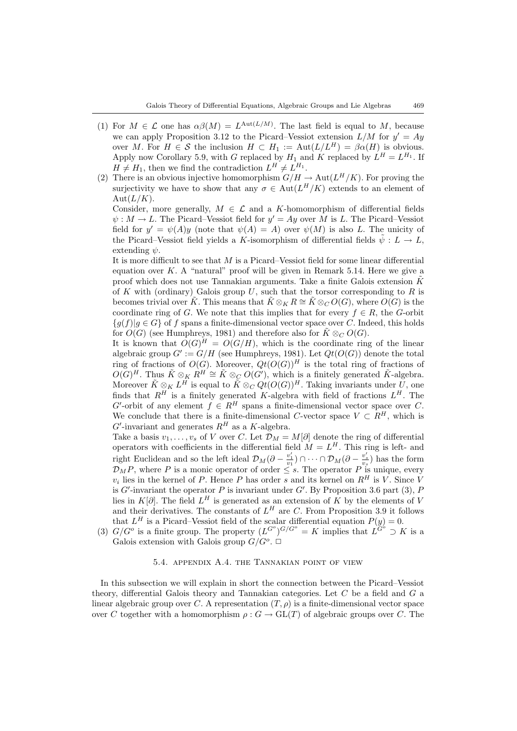(1) For $M \in \mathcal{L}$ one has $\alpha\beta(M) = L^{\mathrm{Aut}(L/M)}$. The last field is equal to $M$, because we can apply Proposition 3.12 to the Picard–Vessiot extension $L/M$ for $y' = Ay$ over $M$. For $H \in \mathcal{S}$ the inclusion $H \subset H_1 := \mathrm{Aut}(L/L^H) = \beta\alpha(H)$ is obvious. Apply now Corollary 5.9, with $G$ replaced by $H_1$ and $K$ replaced by $L^H = L^{H_1}$. If $H \neq H_1$, then we find the contradiction $L^H \neq L^{H_1}$.

(2) There is an obvious injective homomorphism $G/H \to \mathrm{Aut}(L^H/K)$. For proving the surjectivity we have to show that any $\sigma \in \mathrm{Aut}(L^H/K)$ extends to an element of $\mathrm{Aut}(L/K)$.

Consider, more generally, $M \in \mathcal{L}$ and a $K$-homomorphism of differential fields $\psi : M \to L$. The Picard–Vessiot field for $y' = Ay$ over $M$ is $L$. The Picard–Vessiot field for $y' = \psi(A)y$ (note that $\psi(A) = A$) over $\psi(M)$ is also $L$. The unicity of the Picard–Vessiot field yields a $K$-isomorphism of differential fields $\tilde{\psi} : L \to L$, extending $\psi$.

It is more difficult to see that $M$ is a Picard–Vessiot field for some linear differential equation over $K$. A "natural" proof will be given in Remark 5.14. Here we give a proof which does not use Tannakian arguments. Take a finite Galois extension $\tilde{K}$ of $K$ with (ordinary) Galois group $U$, such that the torsor corresponding to $R$ is becomes trivial over $\tilde{K}$. This means that $\tilde{K} \otimes_K R \cong \tilde{K} \otimes_C O(G)$, where $O(G)$ is the coordinate ring of $G$. We note that this implies that for every $f \in R$, the $G$-orbit $\{g(f) | g \in G\}$ of $f$ spans a finite-dimensional vector space over $C$. Indeed, this holds for $O(G)$ (see Humphreys, 1981) and therefore also for $\tilde{K} \otimes_C O(G)$.

It is known that $O(G)^H = O(G/H)$, which is the coordinate ring of the linear algebraic group $G' := G/H$ (see Humphreys, 1981). Let $Qt(O(G))$ denote the total ring of fractions of $O(G)$. Moreover, $Qt(O(G))^H$ is the total ring of fractions of $O(G)^H$. Thus $\tilde{K} \otimes_K R^H \cong \tilde{K} \otimes_C O(G')$, which is a finitely generated $\tilde{K}$-algebra. Moreover $\tilde{K} \otimes_K L^H$ is equal to $\tilde{K} \otimes_C Qt(O(G))^H$. Taking invariants under $U$, one finds that $R^H$ is a finitely generated $K$-algebra with field of fractions $L^H$. The $G'$-orbit of any element $f \in R^H$ spans a finite-dimensional vector space over $C$. We conclude that there is a finite-dimensional $C$-vector space $V \subset R^H$, which is $G'$-invariant and generates $R^H$ as a $K$-algebra.

Take a basis $v_1, \ldots, v_s$ of $V$ over $C$. Let $\mathcal{D}_M = M[\partial]$ denote the ring of differential operators with coefficients in the differential field $M = L^H$. This ring is left- and right Euclidean and so the left ideal $\mathcal{D}_M(\partial - \frac{v_1'}{v_1}) \cap \cdots \cap \mathcal{D}_M(\partial - \frac{v_s'}{v_s})$ has the form $\mathcal{D}_M P$, where $P$ is a monic operator of order $\leq s$. The operator $P$ is unique, every $v_i$ lies in the kernel of $P$. Hence $P$ has order $s$ and its kernel on $R^H$ is $V$. Since $V$ is $G'$-invariant the operator $P$ is invariant under $G'$. By Proposition 3.6 part (3), $P$ lies in $K[\partial]$. The field $L^H$ is generated as an extension of $K$ by the elements of $V$ and their derivatives. The constants of $L^H$ are $C$. From Proposition 3.9 it follows that $L^H$ is a Picard–Vessiot field of the scalar differential equation $P(y) = 0$.

(3) $G/G^o$ is a finite group. The property $(L^{G^o})^{G/G^o} = K$ implies that $L^{G^o} \supset K$ is a Galois extension with Galois group $G/G^o$. □

### 5.4. Appendix A.4. The Tannakian point of view

In this subsection we will explain in short the connection between the Picard–Vessiot theory, differential Galois theory and Tannakian categories. Let $C$ be a field and $G$ a linear algebraic group over $C$. A representation $(T, \rho)$ is a finite-dimensional vector space over $C$ together with a homomorphism $\rho : G \to \mathrm{GL}(T)$ of algebraic groups over $C$. The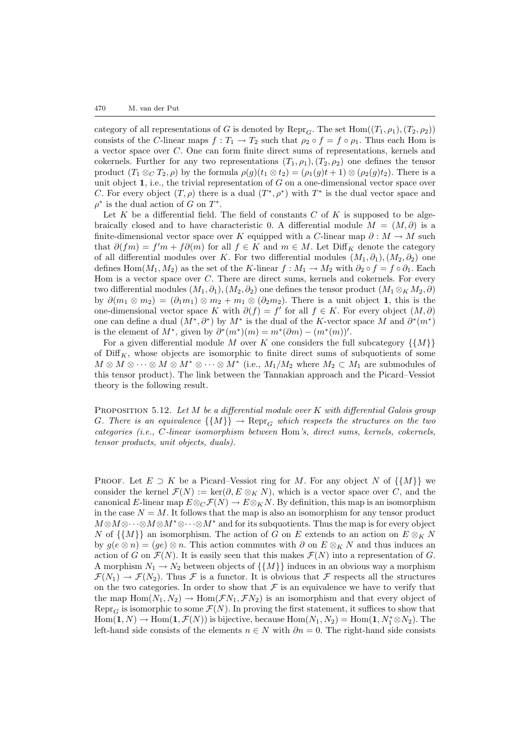category of all representations of $G$ is denoted by $\mathrm{Repr}_G$. The set $\mathrm{Hom}((T_1, \rho_1), (T_2, \rho_2))$ consists of the $C$-linear maps $f : T_1 \to T_2$ such that $\rho_2 \circ f = f \circ \rho_1$. Thus each Hom is a vector space over $C$. One can form finite direct sums of representations, kernels and cokernels. Further for any two representations $(T_1, \rho_1), (T_2, \rho_2)$ one defines the tensor product $(T_1 \otimes_C T_2, \rho)$ by the formula $\rho(g)(t_1 \otimes t_2) = (\rho_1(g)t + 1) \otimes (\rho_2(g)t_2)$. There is a unit object $\mathbf{1}$, i.e., the trivial representation of $G$ on a one-dimensional vector space over $C$. For every object $(T, \rho)$ there is a dual $(T^*, \rho^*)$ with $T^*$ is the dual vector space and $\rho^*$ is the dual action of $G$ on $T^*$.

Let $K$ be a differential field. The field of constants $C$ of $K$ is supposed to be algebraically closed and to have characteristic 0. A differential module $M = (M, \partial)$ is a finite-dimensional vector space over $K$ equipped with a $C$-linear map $\partial : M \to M$ such that $\partial(fm) = f'm + f\partial(m)$ for all $f \in K$ and $m \in M$. Let $\mathrm{Diff}_K$ denote the category of all differential modules over $K$. For two differential modules $(M_1, \partial_1), (M_2, \partial_2)$ one defines $\mathrm{Hom}(M_1, M_2)$ as the set of the $K$-linear $f : M_1 \to M_2$ with $\partial_2 \circ f = f \circ \partial_1$. Each Hom is a vector space over $C$. There are direct sums, kernels and cokernels. For every two differential modules $(M_1, \partial_1), (M_2, \partial_2)$ one defines the tensor product $(M_1 \otimes_K M_2, \partial)$ by $\partial(m_1 \otimes m_2) = (\partial_1 m_1) \otimes m_2 + m_1 \otimes (\partial_2 m_2)$. There is a unit object $\mathbf{1}$, this is the one-dimensional vector space $K$ with $\partial(f) = f'$ for all $f \in K$. For every object $(M, \partial)$ one can define a dual $(M^*, \partial^*)$ by $M^*$ is the dual of the $K$-vector space $M$ and $\partial^*(m^*)$ is the element of $M^*$, given by $\partial^*(m^*)(m) = m^*(\partial m) - (m^*(m))'$.

For a given differential module $M$ over $K$ one considers the full subcategory $\{\{M\}\}$ of $\mathrm{Diff}_K$, whose objects are isomorphic to finite direct sums of subquotients of some $M \otimes M \otimes \cdots \otimes M \otimes M^* \otimes \cdots \otimes M^*$ (i.e., $M_1/M_2$ where $M_2 \subset M_1$ are submodules of this tensor product). The link between the Tannakian approach and the Picard–Vessiot theory is the following result.

PROPOSITION 5.12. *Let $M$ be a differential module over $K$ with differential Galois group $G$. There is an equivalence $\{\{M\}\} \to \mathrm{Repr}_G$ which respects the structures on the two categories (i.e., $C$-linear isomorphism between* Hom*'s, direct sums, kernels, cokernels, tensor products, unit objects, duals).*

PROOF. Let $E \supset K$ be a Picard–Vessiot ring for $M$. For any object $N$ of $\{\{M\}\}$ we consider the kernel $\mathcal{F}(N) := \ker(\partial, E \otimes_K N)$, which is a vector space over $C$, and the canonical $E$-linear map $E \otimes_C \mathcal{F}(N) \to E \otimes_K N$. By definition, this map is an isomorphism in the case $N = M$. It follows that the map is also an isomorphism for any tensor product $M \otimes M \otimes \cdots \otimes M \otimes M^* \otimes \cdots \otimes M^*$ and for its subquotients. Thus the map is for every object $N$ of $\{\{M\}\}$ an isomorphism. The action of $G$ on $E$ extends to an action on $E \otimes_K N$ by $g(e \otimes n) = (ge) \otimes n$. This action commutes with $\partial$ on $E \otimes_K N$ and thus induces an action of $G$ on $\mathcal{F}(N)$. It is easily seen that this makes $\mathcal{F}(N)$ into a representation of $G$. A morphism $N_1 \to N_2$ between objects of $\{\{M\}\}$ induces in an obvious way a morphism $\mathcal{F}(N_1) \to \mathcal{F}(N_2)$. Thus $\mathcal{F}$ is a functor. It is obvious that $\mathcal{F}$ respects all the structures on the two categories. In order to show that $\mathcal{F}$ is an equivalence we have to verify that the map $\mathrm{Hom}(N_1, N_2) \to \mathrm{Hom}(\mathcal{F}N_1, \mathcal{F}N_2)$ is an isomorphism and that every object of $\mathrm{Repr}_G$ is isomorphic to some $\mathcal{F}(N)$. In proving the first statement, it suffices to show that $\mathrm{Hom}(\mathbf{1}, N) \to \mathrm{Hom}(\mathbf{1}, \mathcal{F}(N))$ is bijective, because $\mathrm{Hom}(N_1, N_2) = \mathrm{Hom}(\mathbf{1}, N_1^* \otimes N_2)$. The left-hand side consists of the elements $n \in N$ with $\partial n = 0$. The right-hand side consists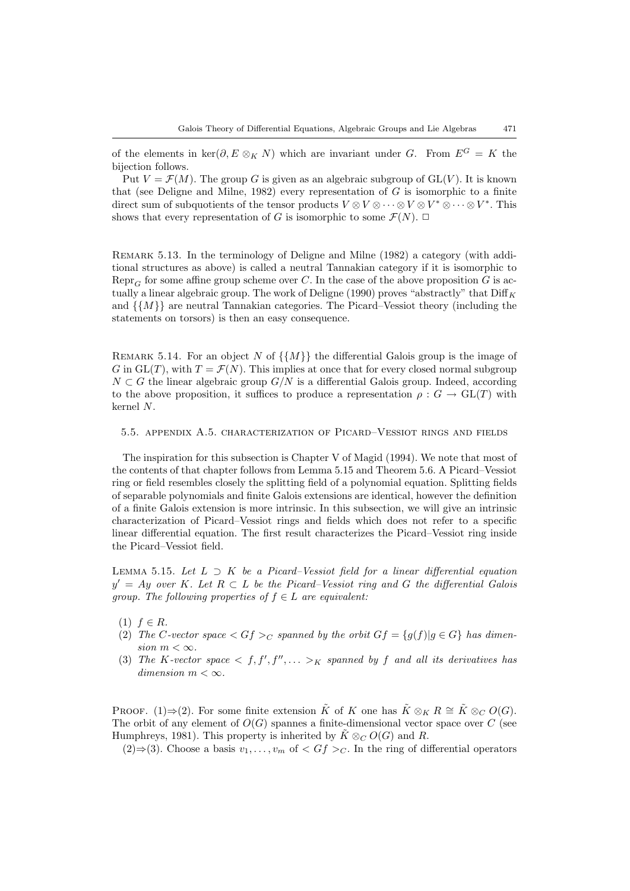of the elements in $\ker(\partial, E \otimes_K N)$ which are invariant under $G$. From $E^G = K$ the bijection follows.

Put $V = \mathcal{F}(M)$. The group $G$ is given as an algebraic subgroup of $\mathrm{GL}(V)$. It is known that (see Deligne and Milne, 1982) every representation of $G$ is isomorphic to a finite direct sum of subquotients of the tensor products $V \otimes V \otimes \cdots \otimes V \otimes V^* \otimes \cdots \otimes V^*$. This shows that every representation of $G$ is isomorphic to some $\mathcal{F}(N)$. □

Remark 5.13. In the terminology of Deligne and Milne (1982) a category (with additional structures as above) is called a neutral Tannakian category if it is isomorphic to $\mathrm{Repr}_G$ for some affine group scheme over $C$. In the case of the above proposition $G$ is actually a linear algebraic group. The work of Deligne (1990) proves "abstractly" that $\mathrm{Diff}_K$ and $\{\{M\}\}$ are neutral Tannakian categories. The Picard–Vessiot theory (including the statements on torsors) is then an easy consequence.

Remark 5.14. For an object $N$ of $\{\{M\}\}$ the differential Galois group is the image of $G$ in $\mathrm{GL}(T)$, with $T = \mathcal{F}(N)$. This implies at once that for every closed normal subgroup $N \subset G$ the linear algebraic group $G/N$ is a differential Galois group. Indeed, according to the above proposition, it suffices to produce a representation $\rho : G \to \mathrm{GL}(T)$ with kernel $N$.

## 5.5. Appendix A.5. Characterization of Picard–Vessiot rings and fields

The inspiration for this subsection is Chapter V of Magid (1994). We note that most of the contents of that chapter follows from Lemma 5.15 and Theorem 5.6. A Picard–Vessiot ring or field resembles closely the splitting field of a polynomial equation. Splitting fields of separable polynomials and finite Galois extensions are identical, however the definition of a finite Galois extension is more intrinsic. In this subsection, we will give an intrinsic characterization of Picard–Vessiot rings and fields which does not refer to a specific linear differential equation. The first result characterizes the Picard–Vessiot ring inside the Picard–Vessiot field.

Lemma 5.15. *Let $L \supset K$ be a Picard–Vessiot field for a linear differential equation $y' = Ay$ over $K$. Let $R \subset L$ be the Picard–Vessiot ring and $G$ the differential Galois group. The following properties of $f \in L$ are equivalent:*

1. *$f \in R$.*
2. *The $C$-vector space $< Gf >_C$ spanned by the orbit $Gf = \{g(f) | g \in G\}$ has dimension $m < \infty$.*
3. *The $K$-vector space $< f, f', f'', \ldots >_K$ spanned by $f$ and all its derivatives has dimension $m < \infty$.*

Proof. (1)⇒(2). For some finite extension $\tilde{K}$ of $K$ one has $\tilde{K} \otimes_K R \cong \tilde{K} \otimes_C O(G)$. The orbit of any element of $O(G)$ spannes a finite-dimensional vector space over $C$ (see Humphreys, 1981). This property is inherited by $\tilde{K} \otimes_C O(G)$ and $R$.

(2)⇒(3). Choose a basis $v_1, \ldots, v_m$ of $< Gf >_C$. In the ring of differential operators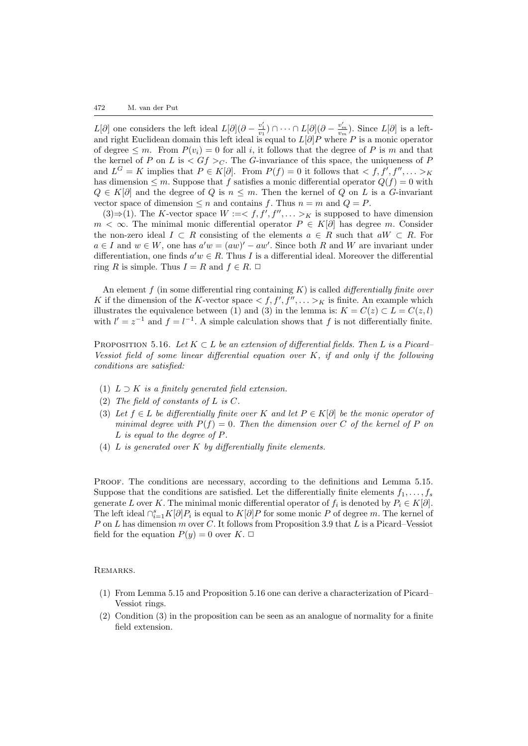$L[\partial]$ one considers the left ideal $L[\partial](\partial - \frac{v_1'}{v_1}) \cap \cdots \cap L[\partial](\partial - \frac{v_m'}{v_m})$. Since $L[\partial]$ is a left- and right Euclidean domain this left ideal is equal to $L[\partial]P$ where $P$ is a monic operator of degree $\leq m$. From $P(v_i) = 0$ for all $i$, it follows that the degree of $P$ is $m$ and that the kernel of $P$ on $L$ is $< Gf >_C$. The $G$-invariance of this space, the uniqueness of $P$ and $L^G = K$ implies that $P \in K[\partial]$. From $P(f) = 0$ it follows that $< f, f', f'', \ldots >_K$ has dimension $\leq m$. Suppose that $f$ satisfies a monic differential operator $Q(f) = 0$ with $Q \in K[\partial]$ and the degree of $Q$ is $n \leq m$. Then the kernel of $Q$ on $L$ is a $G$-invariant vector space of dimension $\leq n$ and contains $f$. Thus $n = m$ and $Q = P$.

(3)⇒(1). The $K$-vector space $W := < f, f', f'', \ldots >_K$ is supposed to have dimension $m < \infty$. The minimal monic differential operator $P \in K[\partial]$ has degree $m$. Consider the non-zero ideal $I \subset R$ consisting of the elements $a \in R$ such that $aW \subset R$. For $a \in I$ and $w \in W$, one has $a'w = (aw)' - aw'$. Since both $R$ and $W$ are invariant under differentiation, one finds $a'w \in R$. Thus $I$ is a differential ideal. Moreover the differential ring $R$ is simple. Thus $I = R$ and $f \in R$. □

An element $f$ (in some differential ring containing $K$) is called *differentially finite over* $K$ if the dimension of the $K$-vector space $< f, f', f'', \ldots >_K$ is finite. An example which illustrates the equivalence between (1) and (3) in the lemma is: $K = C(z) \subset L = C(z, l)$ with $l' = z^{-1}$ and $f = l^{-1}$. A simple calculation shows that $f$ is not differentially finite.

PROPOSITION 5.16. *Let $K \subset L$ be an extension of differential fields. Then $L$ is a Picard–Vessiot field of some linear differential equation over $K$, if and only if the following conditions are satisfied:*

1. *$L \supset K$ is a finitely generated field extension.*
2. *The field of constants of $L$ is $C$.*
3. *Let $f \in L$ be differentially finite over $K$ and let $P \in K[\partial]$ be the monic operator of minimal degree with $P(f) = 0$. Then the dimension over $C$ of the kernel of $P$ on $L$ is equal to the degree of $P$.*
4. *$L$ is generated over $K$ by differentially finite elements.*

PROOF. The conditions are necessary, according to the definitions and Lemma 5.15. Suppose that the conditions are satisfied. Let the differentially finite elements $f_1, \ldots, f_s$ generate $L$ over $K$. The minimal monic differential operator of $f_i$ is denoted by $P_i \in K[\partial]$. The left ideal $\cap_{i=1}^{s} K[\partial]P_i$ is equal to $K[\partial]P$ for some monic $P$ of degree $m$. The kernel of $P$ on $L$ has dimension $m$ over $C$. It follows from Proposition 3.9 that $L$ is a Picard–Vessiot field for the equation $P(y) = 0$ over $K$. □

REMARKS.

1. From Lemma 5.15 and Proposition 5.16 one can derive a characterization of Picard–Vessiot rings.
2. Condition (3) in the proposition can be seen as an analogue of normality for a finite field extension.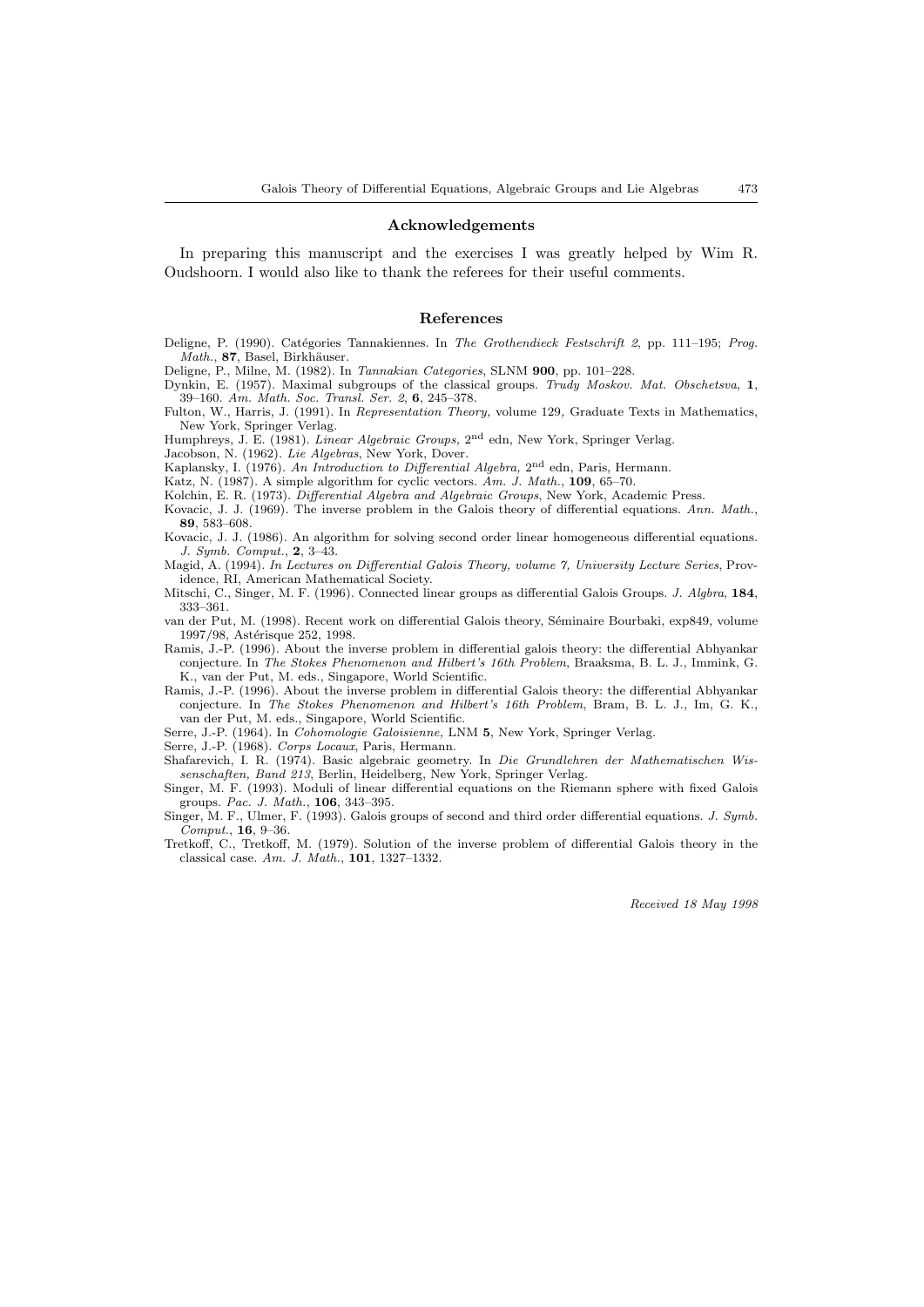## Acknowledgements

In preparing this manuscript and the exercises I was greatly helped by Wim R. Oudshoorn. I would also like to thank the referees for their useful comments.

## References

Deligne, P. (1990). Catégories Tannakiennes. In *The Grothendieck Festschrift 2*, pp. 111–195; *Prog. Math.*, **87**, Basel, Birkhäuser.

Deligne, P., Milne, M. (1982). In *Tannakian Categories*, SLNM **900**, pp. 101–228.

Dynkin, E. (1957). Maximal subgroups of the classical groups. *Trudy Moskov. Mat. Obschetsva*, **1**, 39–160. *Am. Math. Soc. Transl. Ser. 2*, **6**, 245–378.

Fulton, W., Harris, J. (1991). In *Representation Theory,* volume 129*,* Graduate Texts in Mathematics, New York, Springer Verlag.

Humphreys, J. E. (1981). *Linear Algebraic Groups,* 2nd edn, New York, Springer Verlag.

Jacobson, N. (1962). *Lie Algebras*, New York, Dover.

Kaplansky, I. (1976). *An Introduction to Differential Algebra,* 2nd edn, Paris, Hermann.

Katz, N. (1987). A simple algorithm for cyclic vectors. *Am. J. Math.*, **109**, 65–70.

Kolchin, E. R. (1973). *Differential Algebra and Algebraic Groups*, New York, Academic Press.

Kovacic, J. J. (1969). The inverse problem in the Galois theory of differential equations. *Ann. Math.*, **89**, 583–608.

Kovacic, J. J. (1986). An algorithm for solving second order linear homogeneous differential equations. *J. Symb. Comput.*, **2**, 3–43.

Magid, A. (1994). *In Lectures on Differential Galois Theory, volume 7, University Lecture Series*, Providence, RI, American Mathematical Society.

Mitschi, C., Singer, M. F. (1996). Connected linear groups as differential Galois Groups. *J. Algbra*, **184**, 333–361.

van der Put, M. (1998). Recent work on differential Galois theory, Séminaire Bourbaki, exp849, volume 1997/98, Astérisque 252, 1998.

Ramis, J.-P. (1996). About the inverse problem in differential galois theory: the differential Abhyankar conjecture. In *The Stokes Phenomenon and Hilbert's 16th Problem*, Braaksma, B. L. J., Immink, G. K., van der Put, M. eds., Singapore, World Scientific.

Ramis, J.-P. (1996). About the inverse problem in differential Galois theory: the differential Abhyankar conjecture. In *The Stokes Phenomenon and Hilbert's 16th Problem*, Bram, B. L. J., Im, G. K., van der Put, M. eds., Singapore, World Scientific.

Serre, J.-P. (1964). In *Cohomologie Galoisienne,* LNM **5**, New York, Springer Verlag.

Serre, J.-P. (1968). *Corps Locaux*, Paris, Hermann.

Shafarevich, I. R. (1974). Basic algebraic geometry. In *Die Grundlehren der Mathematischen Wissenschaften, Band 213*, Berlin, Heidelberg, New York, Springer Verlag.

Singer, M. F. (1993). Moduli of linear differential equations on the Riemann sphere with fixed Galois groups. *Pac. J. Math.*, **106**, 343–395.

Singer, M. F., Ulmer, F. (1993). Galois groups of second and third order differential equations. *J. Symb. Comput.*, **16**, 9–36.

Tretkoff, C., Tretkoff, M. (1979). Solution of the inverse problem of differential Galois theory in the classical case. *Am. J. Math.*, **101**, 1327–1332.

*Received 18 May 1998*